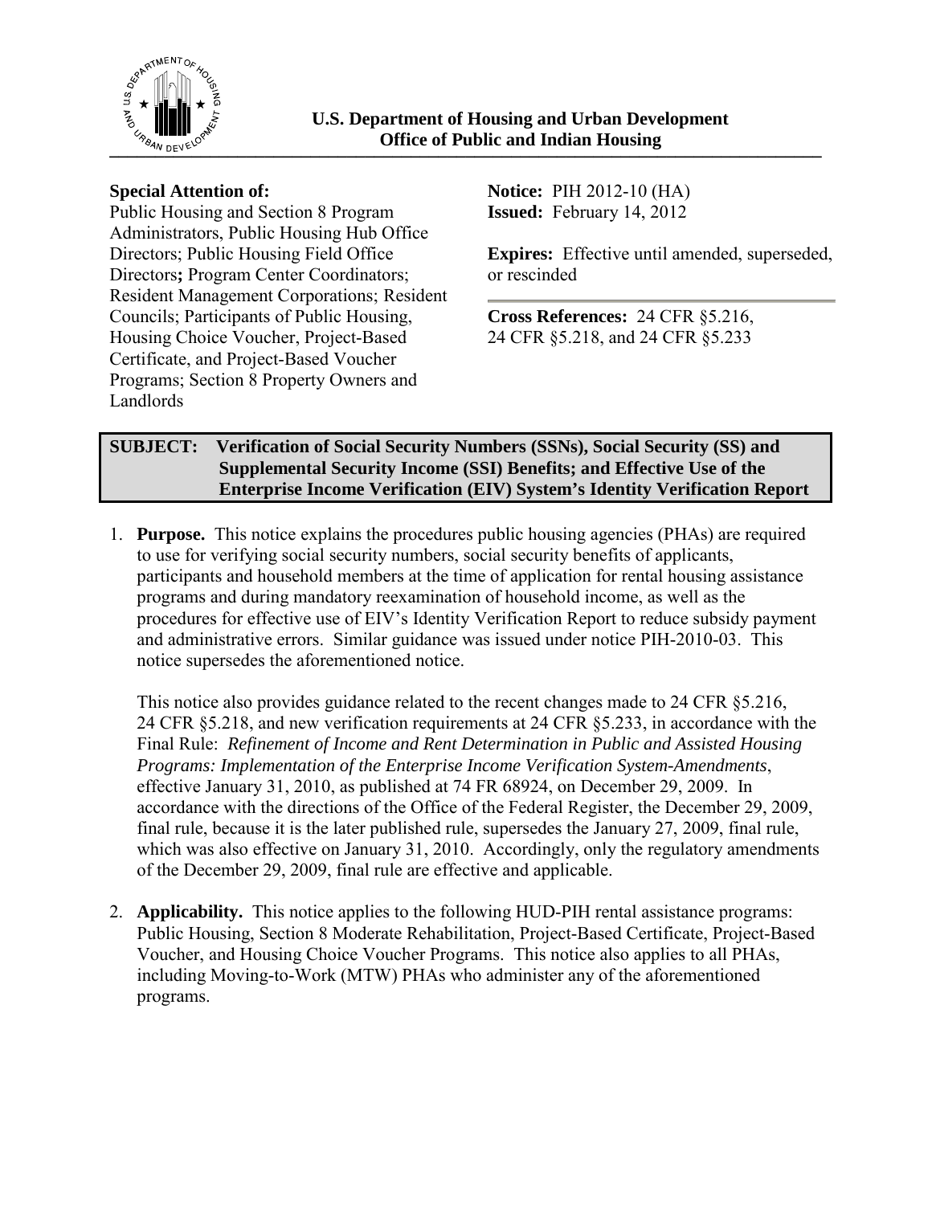**U.S. Department of Housing and Urban Development**
**Office of Public and Indian Housing**

**Special Attention of:**
Public Housing and Section 8 Program Administrators, Public Housing Hub Office Directors; Public Housing Field Office Directors**;** Program Center Coordinators; Resident Management Corporations; Resident Councils; Participants of Public Housing, Housing Choice Voucher, Project-Based Certificate, and Project-Based Voucher Programs; Section 8 Property Owners and Landlords

**Notice:** PIH 2012-10 (HA)
**Issued:** February 14, 2012

**Expires:** Effective until amended, superseded, or rescinded

**Cross References:** 24 CFR §5.216, 24 CFR §5.218, and 24 CFR §5.233

**SUBJECT: Verification of Social Security Numbers (SSNs), Social Security (SS) and Supplemental Security Income (SSI) Benefits; and Effective Use of the Enterprise Income Verification (EIV) System's Identity Verification Report**

1. **Purpose.** This notice explains the procedures public housing agencies (PHAs) are required to use for verifying social security numbers, social security benefits of applicants, participants and household members at the time of application for rental housing assistance programs and during mandatory reexamination of household income, as well as the procedures for effective use of EIV's Identity Verification Report to reduce subsidy payment and administrative errors. Similar guidance was issued under notice PIH-2010-03. This notice supersedes the aforementioned notice.

   This notice also provides guidance related to the recent changes made to 24 CFR §5.216, 24 CFR §5.218, and new verification requirements at 24 CFR §5.233, in accordance with the Final Rule: *Refinement of Income and Rent Determination in Public and Assisted Housing Programs: Implementation of the Enterprise Income Verification System-Amendments*, effective January 31, 2010, as published at 74 FR 68924, on December 29, 2009. In accordance with the directions of the Office of the Federal Register, the December 29, 2009, final rule, because it is the later published rule, supersedes the January 27, 2009, final rule, which was also effective on January 31, 2010. Accordingly, only the regulatory amendments of the December 29, 2009, final rule are effective and applicable.

2. **Applicability.** This notice applies to the following HUD-PIH rental assistance programs: Public Housing, Section 8 Moderate Rehabilitation, Project-Based Certificate, Project-Based Voucher, and Housing Choice Voucher Programs. This notice also applies to all PHAs, including Moving-to-Work (MTW) PHAs who administer any of the aforementioned programs.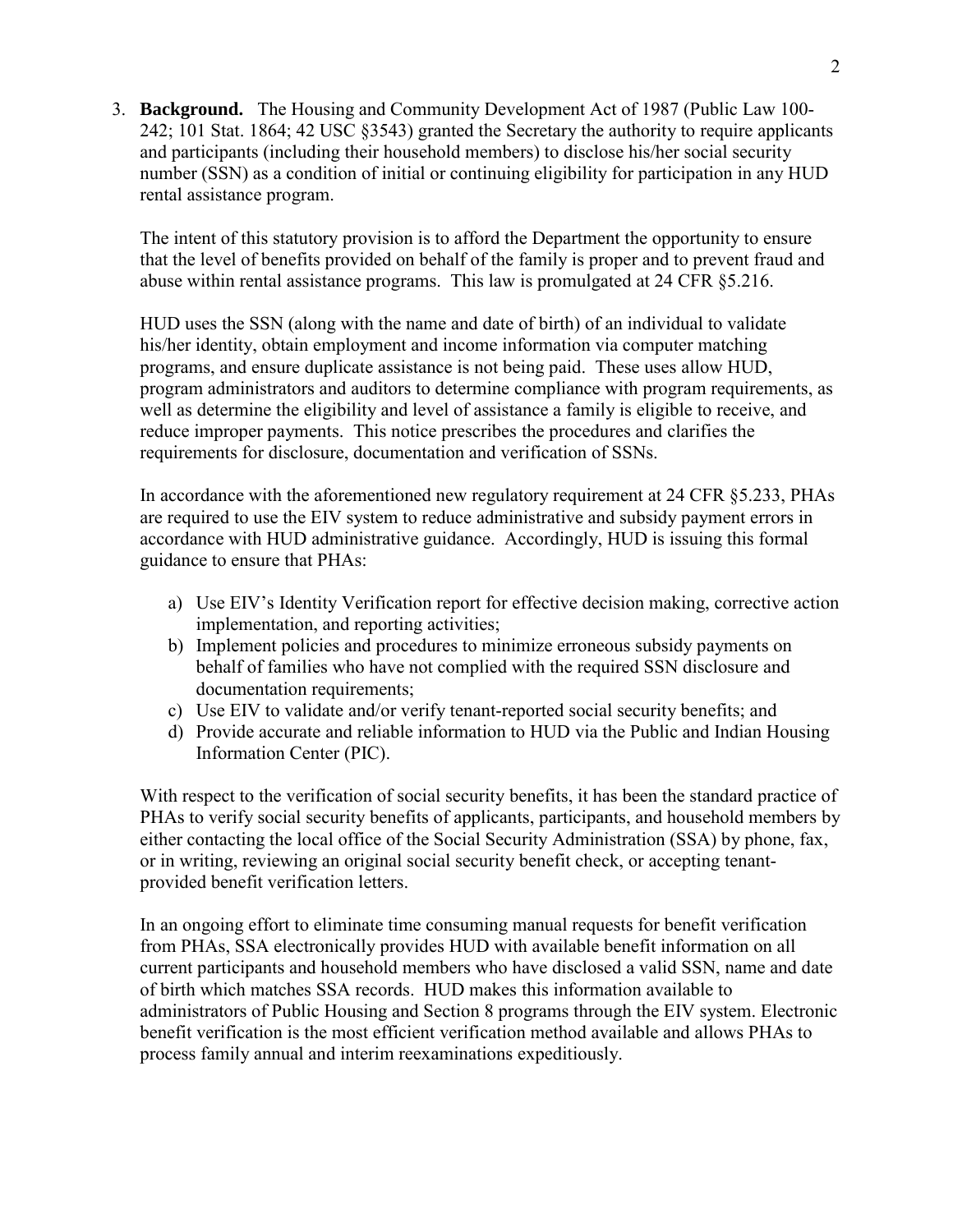3. **Background.** The Housing and Community Development Act of 1987 (Public Law 100-242; 101 Stat. 1864; 42 USC §3543) granted the Secretary the authority to require applicants and participants (including their household members) to disclose his/her social security number (SSN) as a condition of initial or continuing eligibility for participation in any HUD rental assistance program.

   The intent of this statutory provision is to afford the Department the opportunity to ensure that the level of benefits provided on behalf of the family is proper and to prevent fraud and abuse within rental assistance programs. This law is promulgated at 24 CFR §5.216.

   HUD uses the SSN (along with the name and date of birth) of an individual to validate his/her identity, obtain employment and income information via computer matching programs, and ensure duplicate assistance is not being paid. These uses allow HUD, program administrators and auditors to determine compliance with program requirements, as well as determine the eligibility and level of assistance a family is eligible to receive, and reduce improper payments. This notice prescribes the procedures and clarifies the requirements for disclosure, documentation and verification of SSNs.

   In accordance with the aforementioned new regulatory requirement at 24 CFR §5.233, PHAs are required to use the EIV system to reduce administrative and subsidy payment errors in accordance with HUD administrative guidance. Accordingly, HUD is issuing this formal guidance to ensure that PHAs:

   a) Use EIV's Identity Verification report for effective decision making, corrective action implementation, and reporting activities;
   b) Implement policies and procedures to minimize erroneous subsidy payments on behalf of families who have not complied with the required SSN disclosure and documentation requirements;
   c) Use EIV to validate and/or verify tenant-reported social security benefits; and
   d) Provide accurate and reliable information to HUD via the Public and Indian Housing Information Center (PIC).

   With respect to the verification of social security benefits, it has been the standard practice of PHAs to verify social security benefits of applicants, participants, and household members by either contacting the local office of the Social Security Administration (SSA) by phone, fax, or in writing, reviewing an original social security benefit check, or accepting tenant-provided benefit verification letters.

   In an ongoing effort to eliminate time consuming manual requests for benefit verification from PHAs, SSA electronically provides HUD with available benefit information on all current participants and household members who have disclosed a valid SSN, name and date of birth which matches SSA records. HUD makes this information available to administrators of Public Housing and Section 8 programs through the EIV system. Electronic benefit verification is the most efficient verification method available and allows PHAs to process family annual and interim reexaminations expeditiously.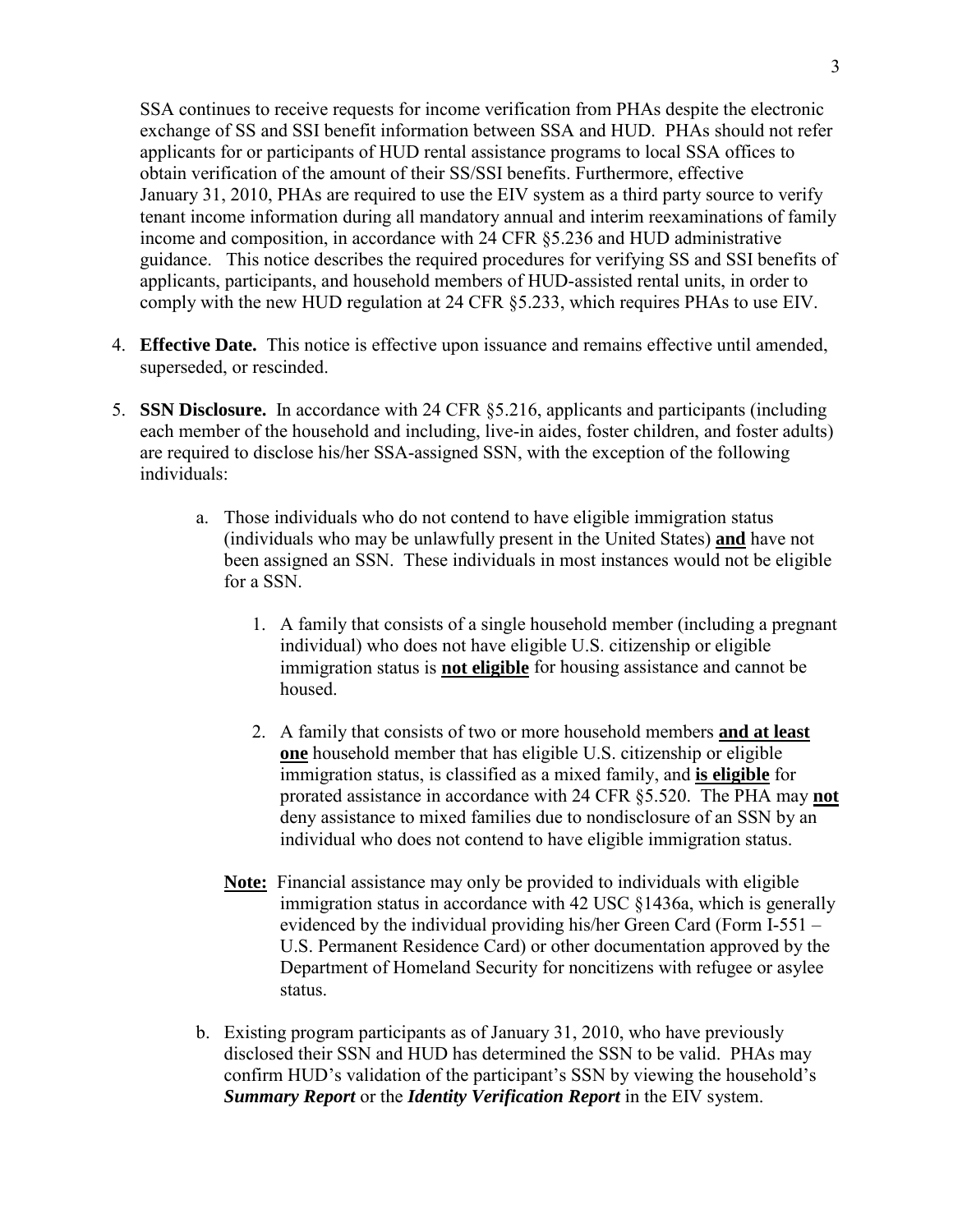SSA continues to receive requests for income verification from PHAs despite the electronic exchange of SS and SSI benefit information between SSA and HUD. PHAs should not refer applicants for or participants of HUD rental assistance programs to local SSA offices to obtain verification of the amount of their SS/SSI benefits. Furthermore, effective January 31, 2010, PHAs are required to use the EIV system as a third party source to verify tenant income information during all mandatory annual and interim reexaminations of family income and composition, in accordance with 24 CFR §5.236 and HUD administrative guidance. This notice describes the required procedures for verifying SS and SSI benefits of applicants, participants, and household members of HUD-assisted rental units, in order to comply with the new HUD regulation at 24 CFR §5.233, which requires PHAs to use EIV.

4. **Effective Date.** This notice is effective upon issuance and remains effective until amended, superseded, or rescinded.

5. **SSN Disclosure.** In accordance with 24 CFR §5.216, applicants and participants (including each member of the household and including, live-in aides, foster children, and foster adults) are required to disclose his/her SSA-assigned SSN, with the exception of the following individuals:

   a. Those individuals who do not contend to have eligible immigration status (individuals who may be unlawfully present in the United States) **and** have not been assigned an SSN. These individuals in most instances would not be eligible for a SSN.

      1. A family that consists of a single household member (including a pregnant individual) who does not have eligible U.S. citizenship or eligible immigration status is **not eligible** for housing assistance and cannot be housed.

      2. A family that consists of two or more household members **and at least one** household member that has eligible U.S. citizenship or eligible immigration status, is classified as a mixed family, and **is eligible** for prorated assistance in accordance with 24 CFR §5.520. The PHA may **not** deny assistance to mixed families due to nondisclosure of an SSN by an individual who does not contend to have eligible immigration status.

      **Note:** Financial assistance may only be provided to individuals with eligible immigration status in accordance with 42 USC §1436a, which is generally evidenced by the individual providing his/her Green Card (Form I-551 – U.S. Permanent Residence Card) or other documentation approved by the Department of Homeland Security for noncitizens with refugee or asylee status.

   b. Existing program participants as of January 31, 2010, who have previously disclosed their SSN and HUD has determined the SSN to be valid. PHAs may confirm HUD's validation of the participant's SSN by viewing the household's ***Summary Report*** or the ***Identity Verification Report*** in the EIV system.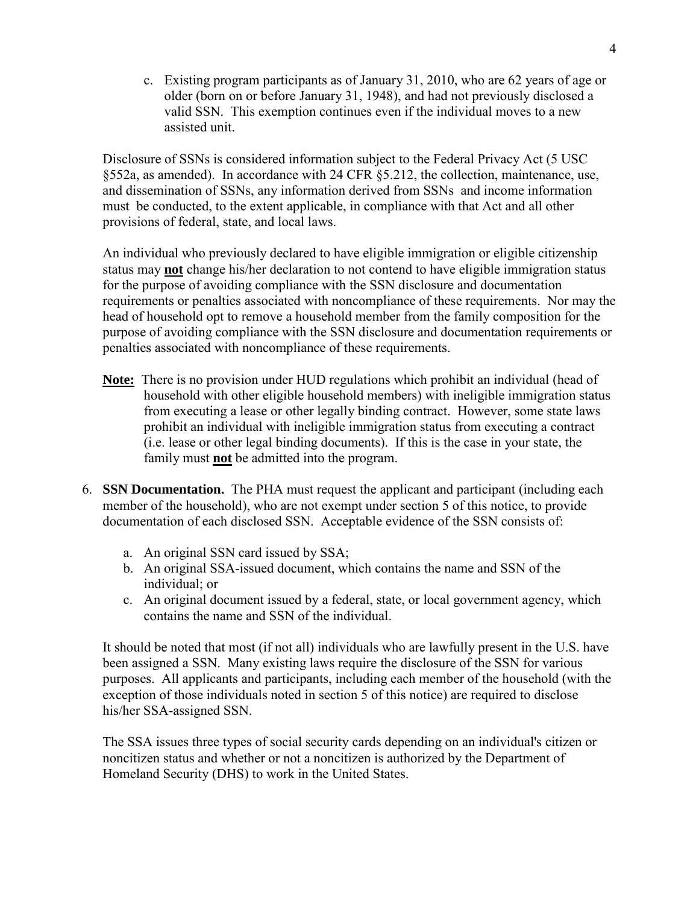c. Existing program participants as of January 31, 2010, who are 62 years of age or older (born on or before January 31, 1948), and had not previously disclosed a valid SSN. This exemption continues even if the individual moves to a new assisted unit.

Disclosure of SSNs is considered information subject to the Federal Privacy Act (5 USC §552a, as amended). In accordance with 24 CFR §5.212, the collection, maintenance, use, and dissemination of SSNs, any information derived from SSNs and income information must be conducted, to the extent applicable, in compliance with that Act and all other provisions of federal, state, and local laws.

An individual who previously declared to have eligible immigration or eligible citizenship status may **not** change his/her declaration to not contend to have eligible immigration status for the purpose of avoiding compliance with the SSN disclosure and documentation requirements or penalties associated with noncompliance of these requirements. Nor may the head of household opt to remove a household member from the family composition for the purpose of avoiding compliance with the SSN disclosure and documentation requirements or penalties associated with noncompliance of these requirements.

**Note:** There is no provision under HUD regulations which prohibit an individual (head of household with other eligible household members) with ineligible immigration status from executing a lease or other legally binding contract. However, some state laws prohibit an individual with ineligible immigration status from executing a contract (i.e. lease or other legal binding documents). If this is the case in your state, the family must **not** be admitted into the program.

6. **SSN Documentation.** The PHA must request the applicant and participant (including each member of the household), who are not exempt under section 5 of this notice, to provide documentation of each disclosed SSN. Acceptable evidence of the SSN consists of:

   a. An original SSN card issued by SSA;
   b. An original SSA-issued document, which contains the name and SSN of the individual; or
   c. An original document issued by a federal, state, or local government agency, which contains the name and SSN of the individual.

   It should be noted that most (if not all) individuals who are lawfully present in the U.S. have been assigned a SSN. Many existing laws require the disclosure of the SSN for various purposes. All applicants and participants, including each member of the household (with the exception of those individuals noted in section 5 of this notice) are required to disclose his/her SSA-assigned SSN.

   The SSA issues three types of social security cards depending on an individual's citizen or noncitizen status and whether or not a noncitizen is authorized by the Department of Homeland Security (DHS) to work in the United States.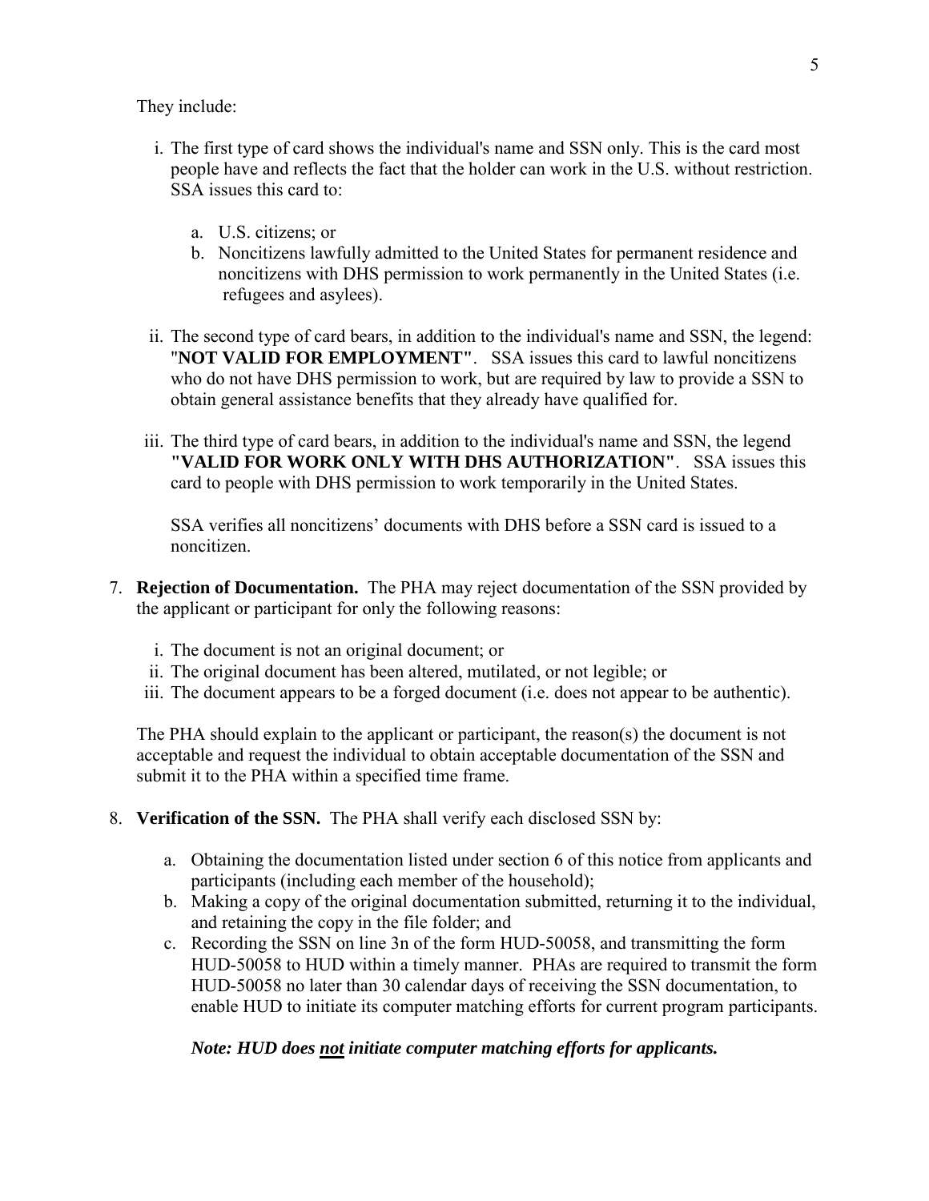They include:

i. The first type of card shows the individual's name and SSN only. This is the card most people have and reflects the fact that the holder can work in the U.S. without restriction. SSA issues this card to:

   a. U.S. citizens; or
   b. Noncitizens lawfully admitted to the United States for permanent residence and noncitizens with DHS permission to work permanently in the United States (i.e. refugees and asylees).

ii. The second type of card bears, in addition to the individual's name and SSN, the legend: "**NOT VALID FOR EMPLOYMENT"**. SSA issues this card to lawful noncitizens who do not have DHS permission to work, but are required by law to provide a SSN to obtain general assistance benefits that they already have qualified for.

iii. The third type of card bears, in addition to the individual's name and SSN, the legend **"VALID FOR WORK ONLY WITH DHS AUTHORIZATION"**. SSA issues this card to people with DHS permission to work temporarily in the United States.

   SSA verifies all noncitizens' documents with DHS before a SSN card is issued to a noncitizen.

7. **Rejection of Documentation.** The PHA may reject documentation of the SSN provided by the applicant or participant for only the following reasons:

   i. The document is not an original document; or
   ii. The original document has been altered, mutilated, or not legible; or
   iii. The document appears to be a forged document (i.e. does not appear to be authentic).

   The PHA should explain to the applicant or participant, the reason(s) the document is not acceptable and request the individual to obtain acceptable documentation of the SSN and submit it to the PHA within a specified time frame.

8. **Verification of the SSN.** The PHA shall verify each disclosed SSN by:

   a. Obtaining the documentation listed under section 6 of this notice from applicants and participants (including each member of the household);
   b. Making a copy of the original documentation submitted, returning it to the individual, and retaining the copy in the file folder; and
   c. Recording the SSN on line 3n of the form HUD-50058, and transmitting the form HUD-50058 to HUD within a timely manner. PHAs are required to transmit the form HUD-50058 no later than 30 calendar days of receiving the SSN documentation, to enable HUD to initiate its computer matching efforts for current program participants.

   ***Note: HUD does <u>not</u> initiate computer matching efforts for applicants.***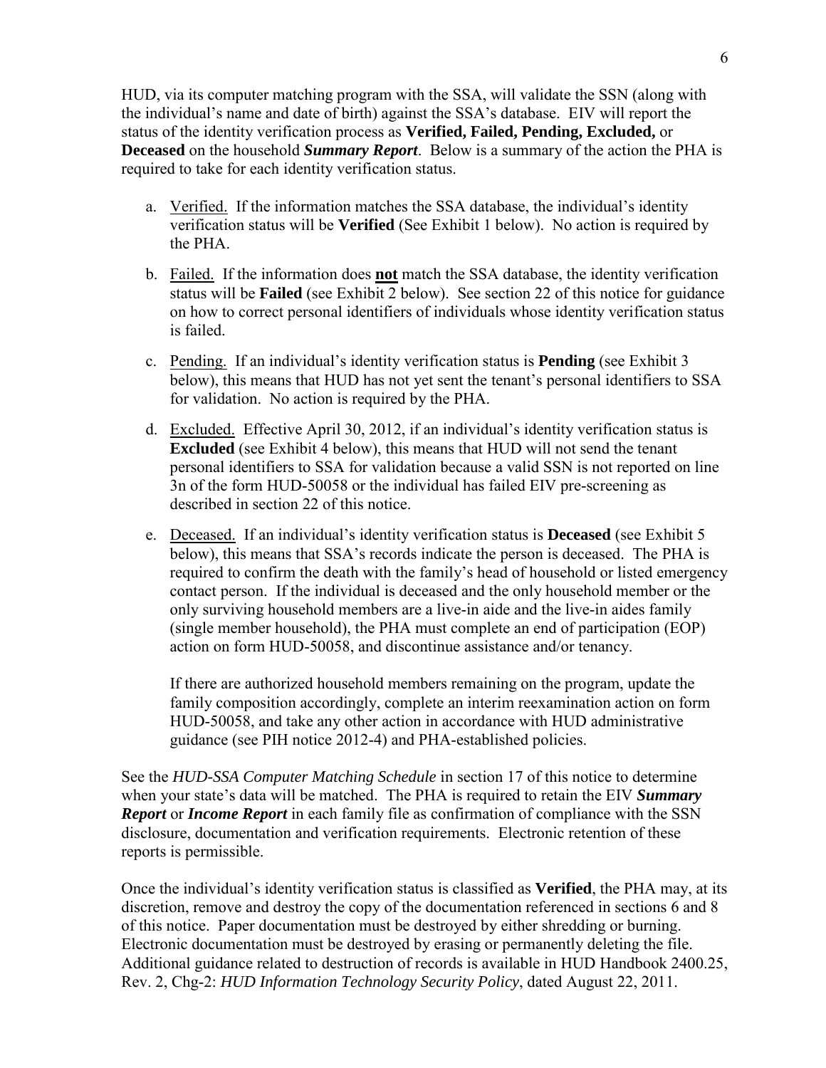HUD, via its computer matching program with the SSA, will validate the SSN (along with the individual's name and date of birth) against the SSA's database. EIV will report the status of the identity verification process as **Verified, Failed, Pending, Excluded,** or **Deceased** on the household ***Summary Report***. Below is a summary of the action the PHA is required to take for each identity verification status.

a. Verified. If the information matches the SSA database, the individual's identity verification status will be **Verified** (See Exhibit 1 below). No action is required by the PHA.

b. Failed. If the information does **not** match the SSA database, the identity verification status will be **Failed** (see Exhibit 2 below). See section 22 of this notice for guidance on how to correct personal identifiers of individuals whose identity verification status is failed.

c. Pending. If an individual's identity verification status is **Pending** (see Exhibit 3 below), this means that HUD has not yet sent the tenant's personal identifiers to SSA for validation. No action is required by the PHA.

d. Excluded. Effective April 30, 2012, if an individual's identity verification status is **Excluded** (see Exhibit 4 below), this means that HUD will not send the tenant personal identifiers to SSA for validation because a valid SSN is not reported on line 3n of the form HUD-50058 or the individual has failed EIV pre-screening as described in section 22 of this notice.

e. Deceased. If an individual's identity verification status is **Deceased** (see Exhibit 5 below), this means that SSA's records indicate the person is deceased. The PHA is required to confirm the death with the family's head of household or listed emergency contact person. If the individual is deceased and the only household member or the only surviving household members are a live-in aide and the live-in aides family (single member household), the PHA must complete an end of participation (EOP) action on form HUD-50058, and discontinue assistance and/or tenancy.

   If there are authorized household members remaining on the program, update the family composition accordingly, complete an interim reexamination action on form HUD-50058, and take any other action in accordance with HUD administrative guidance (see PIH notice 2012-4) and PHA-established policies.

See the *HUD-SSA Computer Matching Schedule* in section 17 of this notice to determine when your state's data will be matched. The PHA is required to retain the EIV ***Summary Report*** or ***Income Report*** in each family file as confirmation of compliance with the SSN disclosure, documentation and verification requirements. Electronic retention of these reports is permissible.

Once the individual's identity verification status is classified as **Verified**, the PHA may, at its discretion, remove and destroy the copy of the documentation referenced in sections 6 and 8 of this notice. Paper documentation must be destroyed by either shredding or burning. Electronic documentation must be destroyed by erasing or permanently deleting the file. Additional guidance related to destruction of records is available in HUD Handbook 2400.25, Rev. 2, Chg-2: *HUD Information Technology Security Policy*, dated August 22, 2011.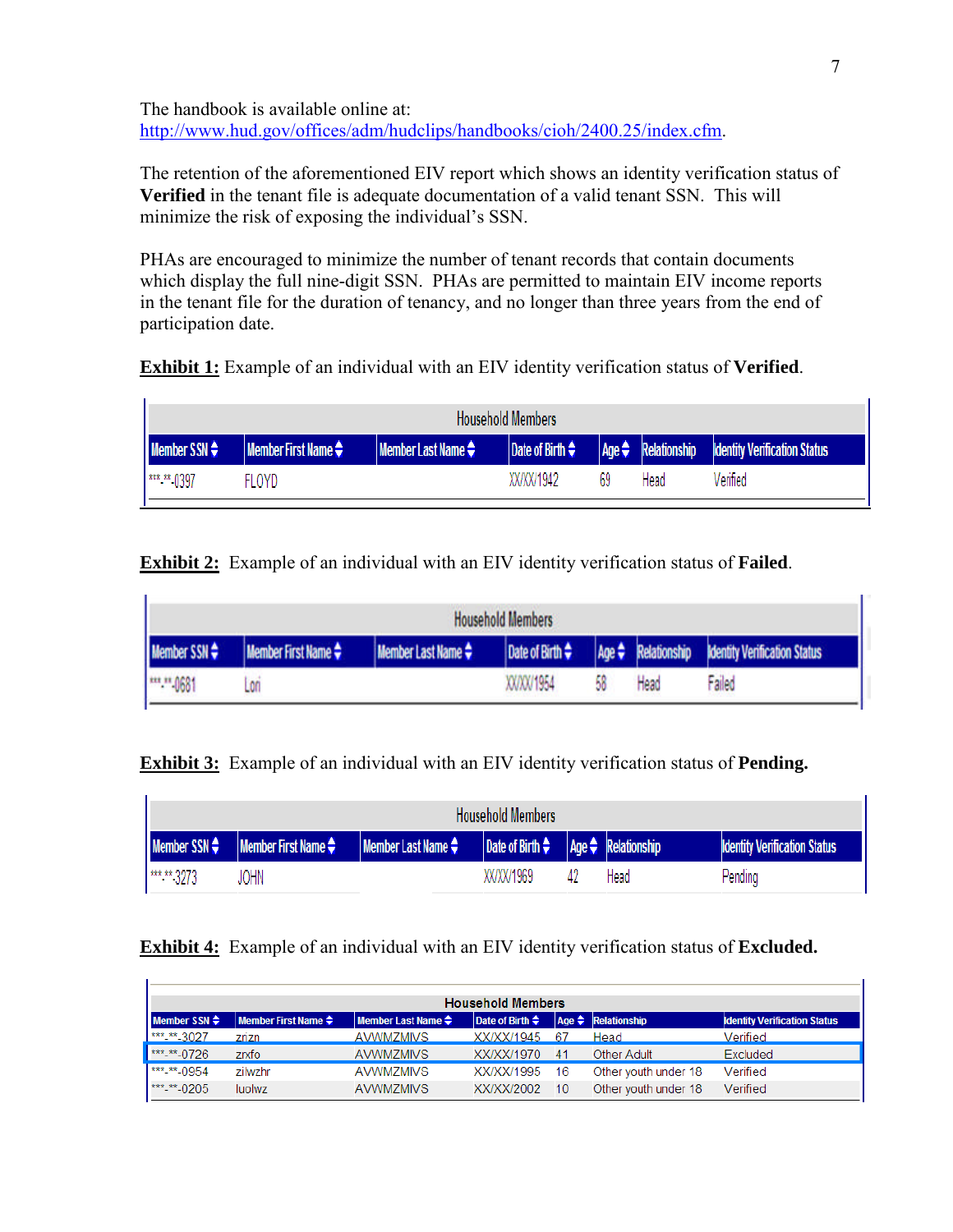The handbook is available online at: http://www.hud.gov/offices/adm/hudclips/handbooks/cioh/2400.25/index.cfm.

The retention of the aforementioned EIV report which shows an identity verification status of **Verified** in the tenant file is adequate documentation of a valid tenant SSN. This will minimize the risk of exposing the individual's SSN.

PHAs are encouraged to minimize the number of tenant records that contain documents which display the full nine-digit SSN. PHAs are permitted to maintain EIV income reports in the tenant file for the duration of tenancy, and no longer than three years from the end of participation date.

**Exhibit 1:** Example of an individual with an EIV identity verification status of **Verified**.

| Household Members | | | | | | |
|---|---|---|---|---|---|---|
| Member SSN | Member First Name | Member Last Name | Date of Birth | Age | Relationship | Identity Verification Status |
| ***-**-0397 | FLOYD | | XX/XX/1942 | 69 | Head | Verified |

**Exhibit 2:** Example of an individual with an EIV identity verification status of **Failed**.

| Household Members | | | | | | |
|---|---|---|---|---|---|---|
| Member SSN | Member First Name | Member Last Name | Date of Birth | Age | Relationship | Identity Verification Status |
| ***-**-0681 | Lori | | XX/XX/1954 | 58 | Head | Failed |

**Exhibit 3:** Example of an individual with an EIV identity verification status of **Pending.**

| Household Members | | | | | | |
|---|---|---|---|---|---|---|
| Member SSN | Member First Name | Member Last Name | Date of Birth | Age | Relationship | Identity Verification Status |
| ***-**-3273 | JOHN | | XX/XX/1969 | 42 | Head | Pending |

**Exhibit 4:** Example of an individual with an EIV identity verification status of **Excluded.**

| Household Members | | | | | | |
|---|---|---|---|---|---|---|
| Member SSN | Member First Name | Member Last Name | Date of Birth | Age | Relationship | Identity Verification Status |
| ***-**-3027 | zrizn | AVWMZMIVS | XX/XX/1945 | 67 | Head | Verified |
| ***-**-0726 | zrxfo | AVWMZMIVS | XX/XX/1970 | 41 | Other Adult | Excluded |
| ***-**-0954 | zilwzhr | AVWMZMIVS | XX/XX/1995 | 16 | Other youth under 18 | Verified |
| ***-**-0205 | luolwz | AVWMZMIVS | XX/XX/2002 | 10 | Other youth under 18 | Verified |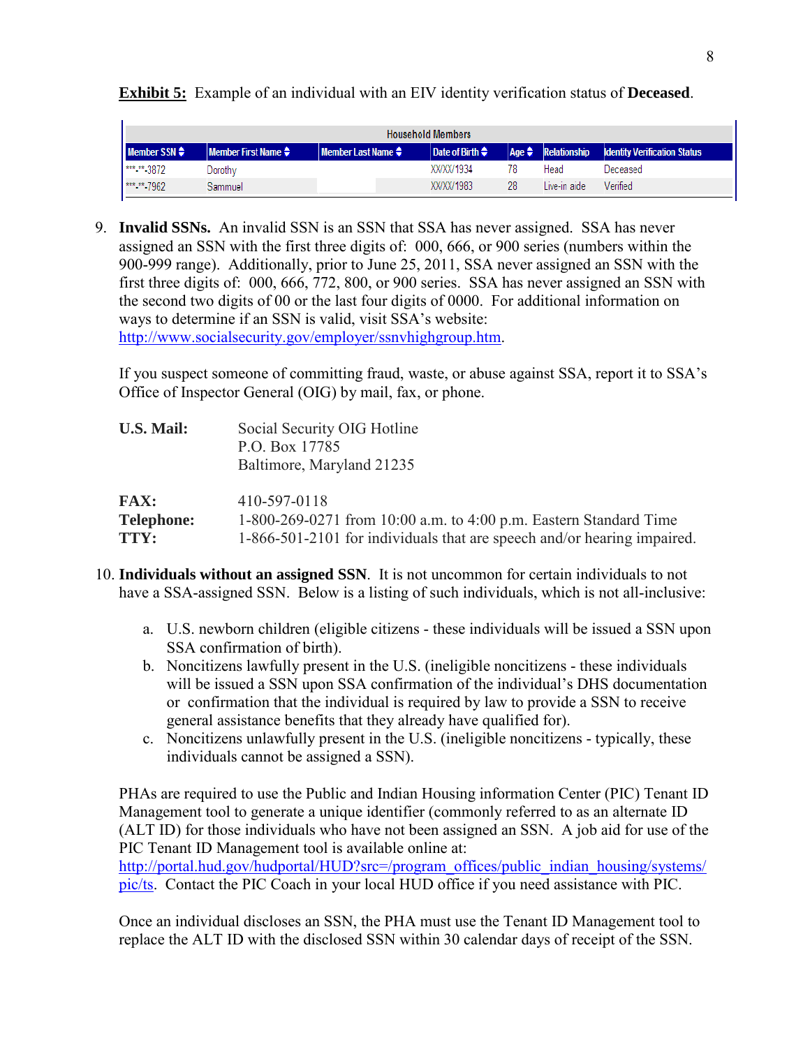**Exhibit 5:** Example of an individual with an EIV identity verification status of **Deceased**.

| Household Members | | | | | | |
|---|---|---|---|---|---|---|
| Member SSN | Member First Name | Member Last Name | Date of Birth | Age | Relationship | Identity Verification Status |
| ***-**-3872 | Dorothy | | XX/XX/1934 | 78 | Head | Deceased |
| ***-**-7962 | Sammuel | | XX/XX/1983 | 28 | Live-in aide | Verified |

9. **Invalid SSNs.** An invalid SSN is an SSN that SSA has never assigned. SSA has never assigned an SSN with the first three digits of: 000, 666, or 900 series (numbers within the 900-999 range). Additionally, prior to June 25, 2011, SSA never assigned an SSN with the first three digits of: 000, 666, 772, 800, or 900 series. SSA has never assigned an SSN with the second two digits of 00 or the last four digits of 0000. For additional information on ways to determine if an SSN is valid, visit SSA's website: http://www.socialsecurity.gov/employer/ssnvhighgroup.htm.

   If you suspect someone of committing fraud, waste, or abuse against SSA, report it to SSA's Office of Inspector General (OIG) by mail, fax, or phone.

   **U.S. Mail:** Social Security OIG Hotline
   P.O. Box 17785
   Baltimore, Maryland 21235

   **FAX:** 410-597-0118
   **Telephone:** 1-800-269-0271 from 10:00 a.m. to 4:00 p.m. Eastern Standard Time
   **TTY:** 1-866-501-2101 for individuals that are speech and/or hearing impaired.

10. **Individuals without an assigned SSN**. It is not uncommon for certain individuals to not have a SSA-assigned SSN. Below is a listing of such individuals, which is not all-inclusive:

    a. U.S. newborn children (eligible citizens - these individuals will be issued a SSN upon SSA confirmation of birth).
    b. Noncitizens lawfully present in the U.S. (ineligible noncitizens - these individuals will be issued a SSN upon SSA confirmation of the individual's DHS documentation or confirmation that the individual is required by law to provide a SSN to receive general assistance benefits that they already have qualified for).
    c. Noncitizens unlawfully present in the U.S. (ineligible noncitizens - typically, these individuals cannot be assigned a SSN).

    PHAs are required to use the Public and Indian Housing information Center (PIC) Tenant ID Management tool to generate a unique identifier (commonly referred to as an alternate ID (ALT ID) for those individuals who have not been assigned an SSN. A job aid for use of the PIC Tenant ID Management tool is available online at: http://portal.hud.gov/hudportal/HUD?src=/program_offices/public_indian_housing/systems/pic/ts. Contact the PIC Coach in your local HUD office if you need assistance with PIC.

    Once an individual discloses an SSN, the PHA must use the Tenant ID Management tool to replace the ALT ID with the disclosed SSN within 30 calendar days of receipt of the SSN.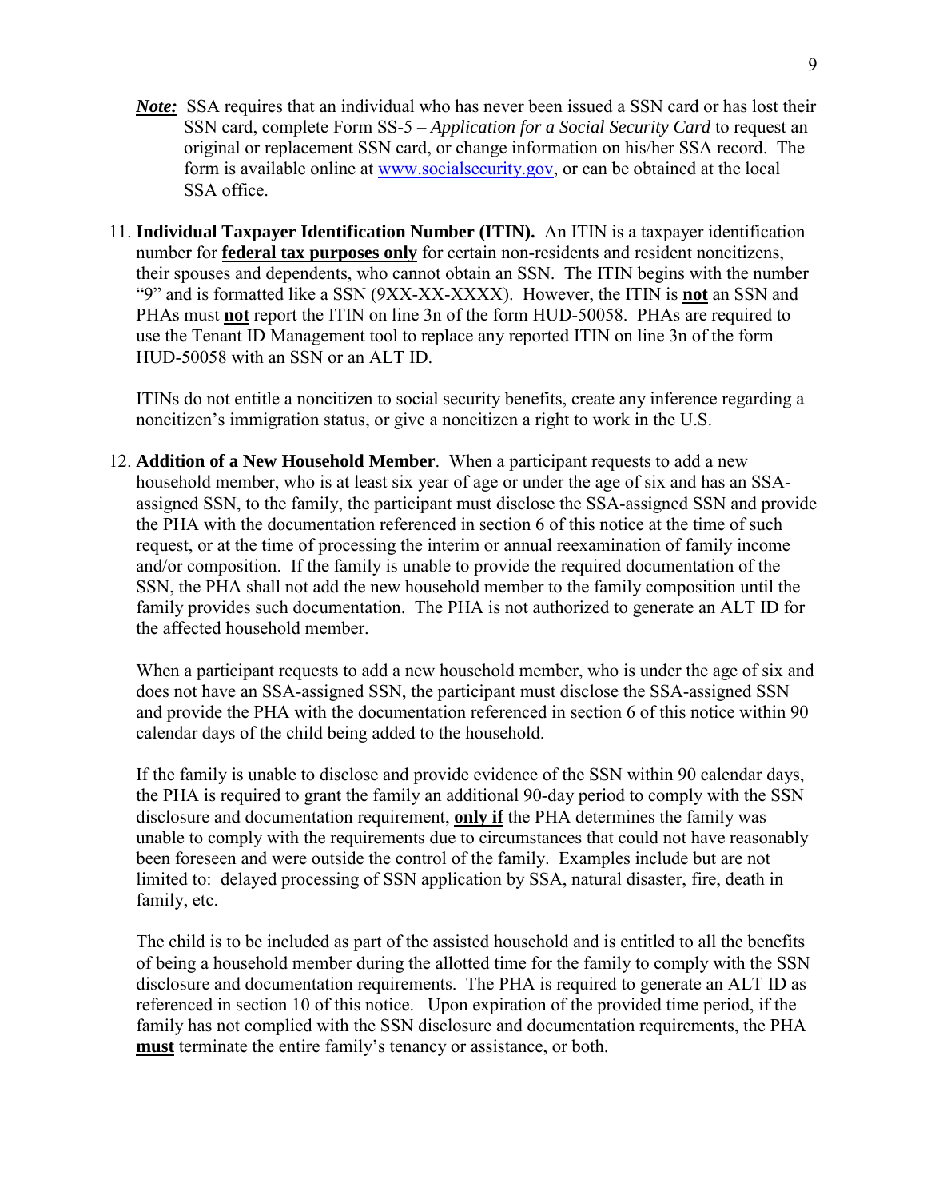***Note:*** SSA requires that an individual who has never been issued a SSN card or has lost their SSN card, complete Form SS-5 – *Application for a Social Security Card* to request an original or replacement SSN card, or change information on his/her SSA record. The form is available online at www.socialsecurity.gov, or can be obtained at the local SSA office.

11. **Individual Taxpayer Identification Number (ITIN).** An ITIN is a taxpayer identification number for **federal tax purposes only** for certain non-residents and resident noncitizens, their spouses and dependents, who cannot obtain an SSN. The ITIN begins with the number "9" and is formatted like a SSN (9XX-XX-XXXX). However, the ITIN is **not** an SSN and PHAs must **not** report the ITIN on line 3n of the form HUD-50058. PHAs are required to use the Tenant ID Management tool to replace any reported ITIN on line 3n of the form HUD-50058 with an SSN or an ALT ID.

   ITINs do not entitle a noncitizen to social security benefits, create any inference regarding a noncitizen's immigration status, or give a noncitizen a right to work in the U.S.

12. **Addition of a New Household Member**. When a participant requests to add a new household member, who is at least six year of age or under the age of six and has an SSA-assigned SSN, to the family, the participant must disclose the SSA-assigned SSN and provide the PHA with the documentation referenced in section 6 of this notice at the time of such request, or at the time of processing the interim or annual reexamination of family income and/or composition. If the family is unable to provide the required documentation of the SSN, the PHA shall not add the new household member to the family composition until the family provides such documentation. The PHA is not authorized to generate an ALT ID for the affected household member.

   When a participant requests to add a new household member, who is under the age of six and does not have an SSA-assigned SSN, the participant must disclose the SSA-assigned SSN and provide the PHA with the documentation referenced in section 6 of this notice within 90 calendar days of the child being added to the household.

   If the family is unable to disclose and provide evidence of the SSN within 90 calendar days, the PHA is required to grant the family an additional 90-day period to comply with the SSN disclosure and documentation requirement, **only if** the PHA determines the family was unable to comply with the requirements due to circumstances that could not have reasonably been foreseen and were outside the control of the family. Examples include but are not limited to: delayed processing of SSN application by SSA, natural disaster, fire, death in family, etc.

   The child is to be included as part of the assisted household and is entitled to all the benefits of being a household member during the allotted time for the family to comply with the SSN disclosure and documentation requirements. The PHA is required to generate an ALT ID as referenced in section 10 of this notice. Upon expiration of the provided time period, if the family has not complied with the SSN disclosure and documentation requirements, the PHA **must** terminate the entire family's tenancy or assistance, or both.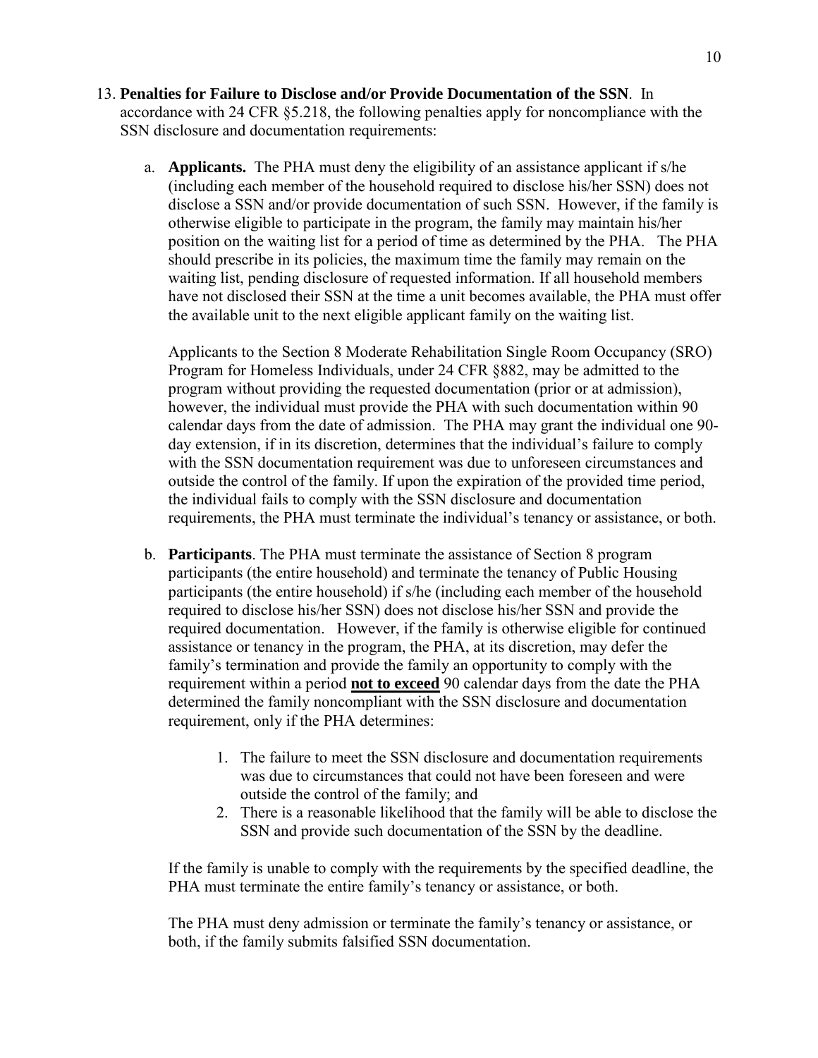13. **Penalties for Failure to Disclose and/or Provide Documentation of the SSN**. In accordance with 24 CFR §5.218, the following penalties apply for noncompliance with the SSN disclosure and documentation requirements:

    a. **Applicants.** The PHA must deny the eligibility of an assistance applicant if s/he (including each member of the household required to disclose his/her SSN) does not disclose a SSN and/or provide documentation of such SSN. However, if the family is otherwise eligible to participate in the program, the family may maintain his/her position on the waiting list for a period of time as determined by the PHA. The PHA should prescribe in its policies, the maximum time the family may remain on the waiting list, pending disclosure of requested information. If all household members have not disclosed their SSN at the time a unit becomes available, the PHA must offer the available unit to the next eligible applicant family on the waiting list.

       Applicants to the Section 8 Moderate Rehabilitation Single Room Occupancy (SRO) Program for Homeless Individuals, under 24 CFR §882, may be admitted to the program without providing the requested documentation (prior or at admission), however, the individual must provide the PHA with such documentation within 90 calendar days from the date of admission. The PHA may grant the individual one 90-day extension, if in its discretion, determines that the individual's failure to comply with the SSN documentation requirement was due to unforeseen circumstances and outside the control of the family. If upon the expiration of the provided time period, the individual fails to comply with the SSN disclosure and documentation requirements, the PHA must terminate the individual's tenancy or assistance, or both.

    b. **Participants**. The PHA must terminate the assistance of Section 8 program participants (the entire household) and terminate the tenancy of Public Housing participants (the entire household) if s/he (including each member of the household required to disclose his/her SSN) does not disclose his/her SSN and provide the required documentation. However, if the family is otherwise eligible for continued assistance or tenancy in the program, the PHA, at its discretion, may defer the family's termination and provide the family an opportunity to comply with the requirement within a period **<u>not to exceed</u>** 90 calendar days from the date the PHA determined the family noncompliant with the SSN disclosure and documentation requirement, only if the PHA determines:

        1. The failure to meet the SSN disclosure and documentation requirements was due to circumstances that could not have been foreseen and were outside the control of the family; and
        2. There is a reasonable likelihood that the family will be able to disclose the SSN and provide such documentation of the SSN by the deadline.

       If the family is unable to comply with the requirements by the specified deadline, the PHA must terminate the entire family's tenancy or assistance, or both.

       The PHA must deny admission or terminate the family's tenancy or assistance, or both, if the family submits falsified SSN documentation.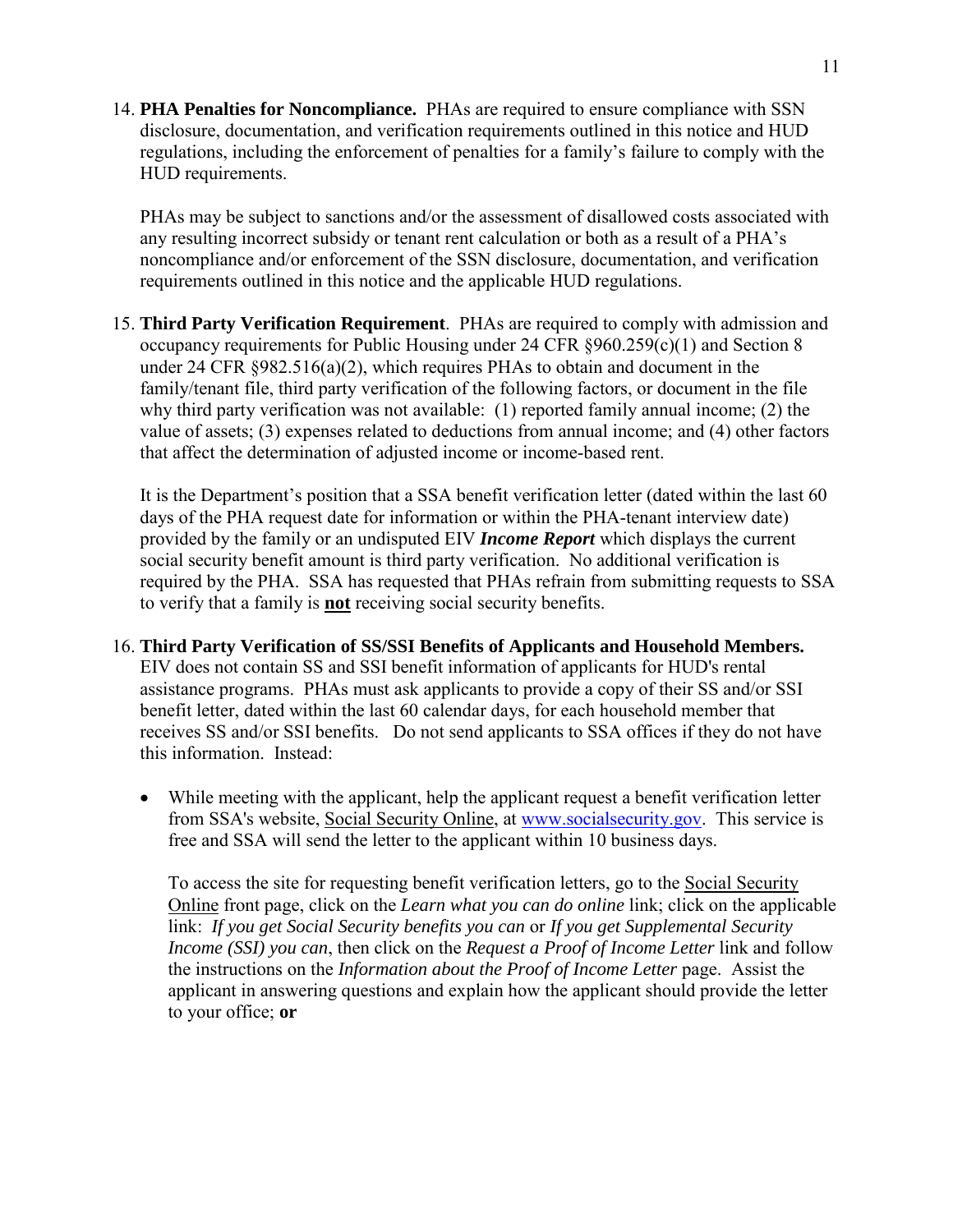14. **PHA Penalties for Noncompliance.** PHAs are required to ensure compliance with SSN disclosure, documentation, and verification requirements outlined in this notice and HUD regulations, including the enforcement of penalties for a family's failure to comply with the HUD requirements.

    PHAs may be subject to sanctions and/or the assessment of disallowed costs associated with any resulting incorrect subsidy or tenant rent calculation or both as a result of a PHA's noncompliance and/or enforcement of the SSN disclosure, documentation, and verification requirements outlined in this notice and the applicable HUD regulations.

15. **Third Party Verification Requirement**. PHAs are required to comply with admission and occupancy requirements for Public Housing under 24 CFR §960.259(c)(1) and Section 8 under 24 CFR §982.516(a)(2), which requires PHAs to obtain and document in the family/tenant file, third party verification of the following factors, or document in the file why third party verification was not available: (1) reported family annual income; (2) the value of assets; (3) expenses related to deductions from annual income; and (4) other factors that affect the determination of adjusted income or income-based rent.

    It is the Department's position that a SSA benefit verification letter (dated within the last 60 days of the PHA request date for information or within the PHA-tenant interview date) provided by the family or an undisputed EIV ***Income Report*** which displays the current social security benefit amount is third party verification. No additional verification is required by the PHA. SSA has requested that PHAs refrain from submitting requests to SSA to verify that a family is **not** receiving social security benefits.

16. **Third Party Verification of SS/SSI Benefits of Applicants and Household Members.** EIV does not contain SS and SSI benefit information of applicants for HUD's rental assistance programs. PHAs must ask applicants to provide a copy of their SS and/or SSI benefit letter, dated within the last 60 calendar days, for each household member that receives SS and/or SSI benefits. Do not send applicants to SSA offices if they do not have this information. Instead:

    - While meeting with the applicant, help the applicant request a benefit verification letter from SSA's website, Social Security Online, at www.socialsecurity.gov. This service is free and SSA will send the letter to the applicant within 10 business days.

      To access the site for requesting benefit verification letters, go to the Social Security Online front page, click on the *Learn what you can do online* link; click on the applicable link: *If you get Social Security benefits you can* or *If you get Supplemental Security Income (SSI) you can*, then click on the *Request a Proof of Income Letter* link and follow the instructions on the *Information about the Proof of Income Letter* page. Assist the applicant in answering questions and explain how the applicant should provide the letter to your office; **or**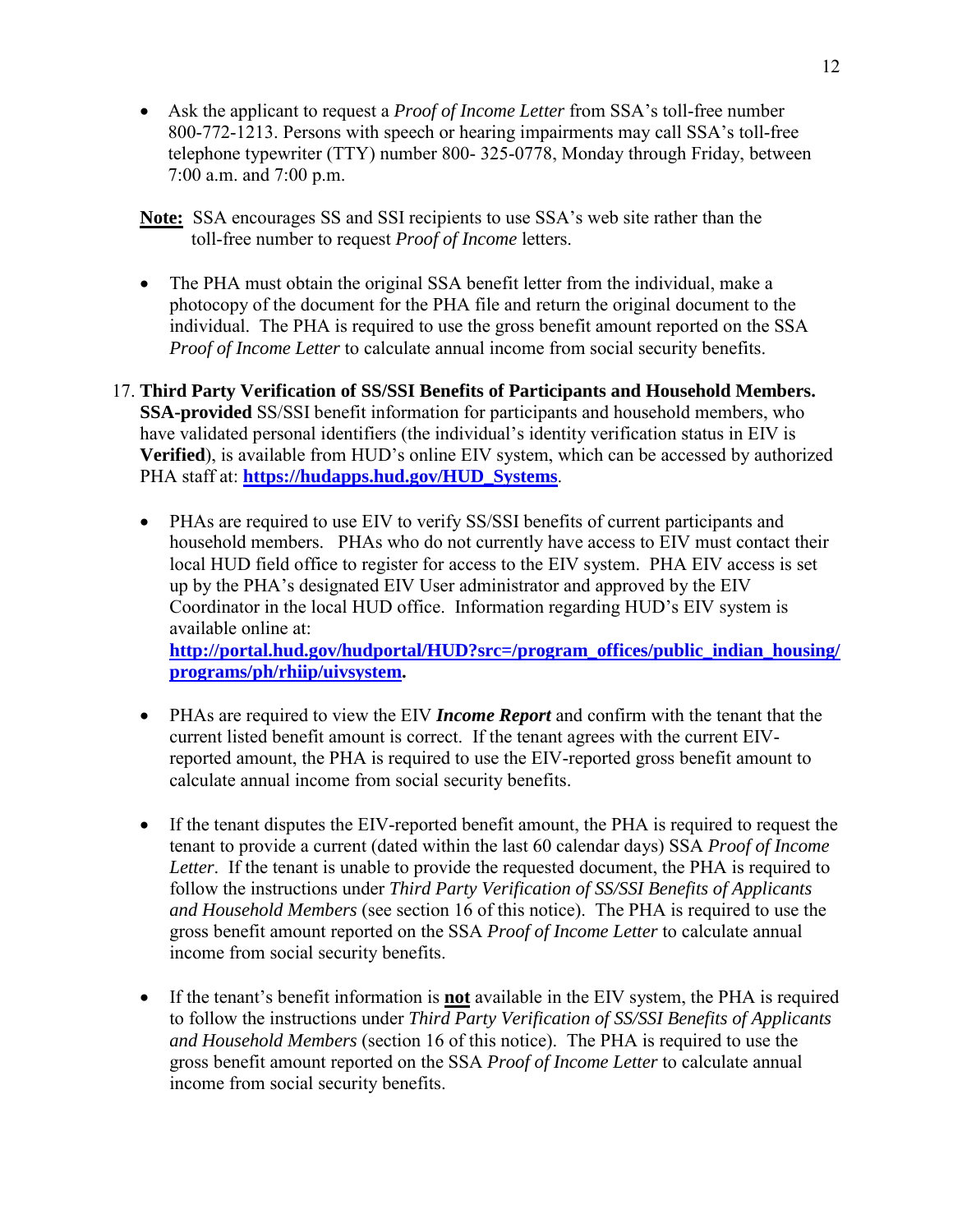- Ask the applicant to request a *Proof of Income Letter* from SSA's toll-free number 800-772-1213. Persons with speech or hearing impairments may call SSA's toll-free telephone typewriter (TTY) number 800- 325-0778, Monday through Friday, between 7:00 a.m. and 7:00 p.m.

<u>**Note:**</u> SSA encourages SS and SSI recipients to use SSA's web site rather than the toll-free number to request *Proof of Income* letters.

- The PHA must obtain the original SSA benefit letter from the individual, make a photocopy of the document for the PHA file and return the original document to the individual. The PHA is required to use the gross benefit amount reported on the SSA *Proof of Income Letter* to calculate annual income from social security benefits.

17. **Third Party Verification of SS/SSI Benefits of Participants and Household Members. SSA-provided** SS/SSI benefit information for participants and household members, who have validated personal identifiers (the individual's identity verification status in EIV is **Verified**), is available from HUD's online EIV system, which can be accessed by authorized PHA staff at: **[https://hudapps.hud.gov/HUD_Systems](https://hudapps.hud.gov/HUD_Systems)**.

    - PHAs are required to use EIV to verify SS/SSI benefits of current participants and household members. PHAs who do not currently have access to EIV must contact their local HUD field office to register for access to the EIV system. PHA EIV access is set up by the PHA's designated EIV User administrator and approved by the EIV Coordinator in the local HUD office. Information regarding HUD's EIV system is available online at: **[http://portal.hud.gov/hudportal/HUD?src=/program_offices/public_indian_housing/programs/ph/rhiip/uivsystem](http://portal.hud.gov/hudportal/HUD?src=/program_offices/public_indian_housing/programs/ph/rhiip/uivsystem).**

    - PHAs are required to view the EIV ***Income Report*** and confirm with the tenant that the current listed benefit amount is correct. If the tenant agrees with the current EIV-reported amount, the PHA is required to use the EIV-reported gross benefit amount to calculate annual income from social security benefits.

    - If the tenant disputes the EIV-reported benefit amount, the PHA is required to request the tenant to provide a current (dated within the last 60 calendar days) SSA *Proof of Income Letter*. If the tenant is unable to provide the requested document, the PHA is required to follow the instructions under *Third Party Verification of SS/SSI Benefits of Applicants and Household Members* (see section 16 of this notice). The PHA is required to use the gross benefit amount reported on the SSA *Proof of Income Letter* to calculate annual income from social security benefits.

    - If the tenant's benefit information is <u>**not**</u> available in the EIV system, the PHA is required to follow the instructions under *Third Party Verification of SS/SSI Benefits of Applicants and Household Members* (section 16 of this notice). The PHA is required to use the gross benefit amount reported on the SSA *Proof of Income Letter* to calculate annual income from social security benefits.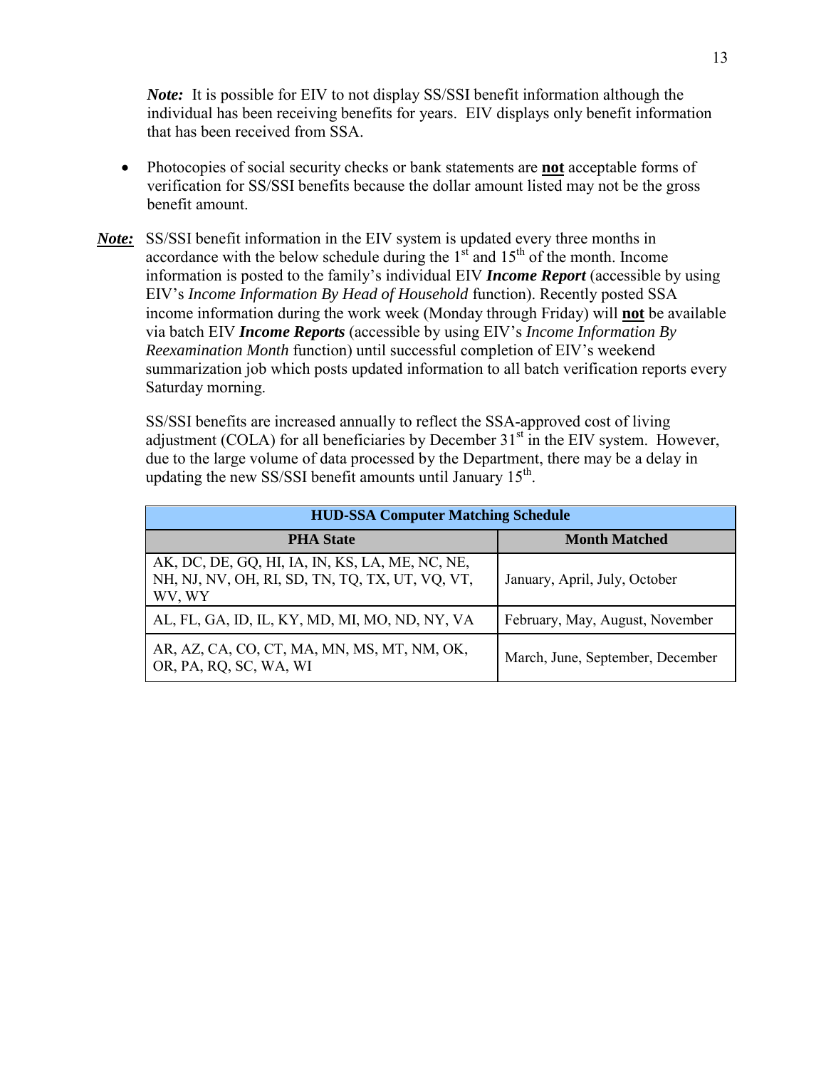***Note:*** It is possible for EIV to not display SS/SSI benefit information although the individual has been receiving benefits for years. EIV displays only benefit information that has been received from SSA.

- Photocopies of social security checks or bank statements are **not** acceptable forms of verification for SS/SSI benefits because the dollar amount listed may not be the gross benefit amount.

***Note:*** SS/SSI benefit information in the EIV system is updated every three months in accordance with the below schedule during the 1st and 15th of the month. Income information is posted to the family's individual EIV ***Income Report*** (accessible by using EIV's *Income Information By Head of Household* function). Recently posted SSA income information during the work week (Monday through Friday) will **not** be available via batch EIV ***Income Reports*** (accessible by using EIV's *Income Information By Reexamination Month* function) until successful completion of EIV's weekend summarization job which posts updated information to all batch verification reports every Saturday morning.

SS/SSI benefits are increased annually to reflect the SSA-approved cost of living adjustment (COLA) for all beneficiaries by December 31st in the EIV system. However, due to the large volume of data processed by the Department, there may be a delay in updating the new SS/SSI benefit amounts until January 15th.

| **HUD-SSA Computer Matching Schedule** | |
|---|---|
| **PHA State** | **Month Matched** |
| AK, DC, DE, GQ, HI, IA, IN, KS, LA, ME, NC, NE, NH, NJ, NV, OH, RI, SD, TN, TQ, TX, UT, VQ, VT, WV, WY | January, April, July, October |
| AL, FL, GA, ID, IL, KY, MD, MI, MO, ND, NY, VA | February, May, August, November |
| AR, AZ, CA, CO, CT, MA, MN, MS, MT, NM, OK, OR, PA, RQ, SC, WA, WI | March, June, September, December |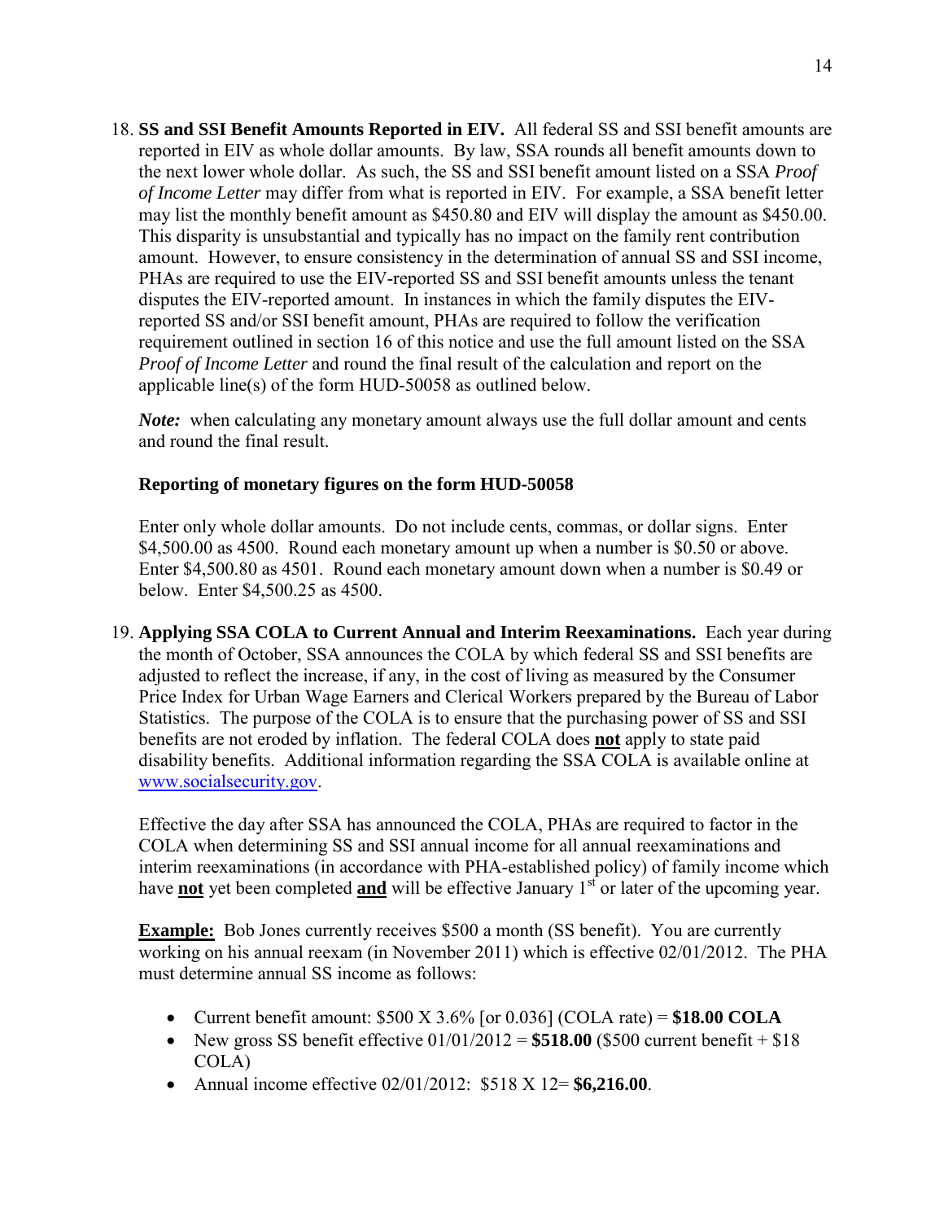18. **SS and SSI Benefit Amounts Reported in EIV.** All federal SS and SSI benefit amounts are reported in EIV as whole dollar amounts. By law, SSA rounds all benefit amounts down to the next lower whole dollar. As such, the SS and SSI benefit amount listed on a SSA *Proof of Income Letter* may differ from what is reported in EIV. For example, a SSA benefit letter may list the monthly benefit amount as $450.80 and EIV will display the amount as $450.00. This disparity is unsubstantial and typically has no impact on the family rent contribution amount. However, to ensure consistency in the determination of annual SS and SSI income, PHAs are required to use the EIV-reported SS and SSI benefit amounts unless the tenant disputes the EIV-reported amount. In instances in which the family disputes the EIV-reported SS and/or SSI benefit amount, PHAs are required to follow the verification requirement outlined in section 16 of this notice and use the full amount listed on the SSA *Proof of Income Letter* and round the final result of the calculation and report on the applicable line(s) of the form HUD-50058 as outlined below.

    ***Note:*** when calculating any monetary amount always use the full dollar amount and cents and round the final result.

    **Reporting of monetary figures on the form HUD-50058**

    Enter only whole dollar amounts. Do not include cents, commas, or dollar signs. Enter $4,500.00 as 4500. Round each monetary amount up when a number is $0.50 or above. Enter $4,500.80 as 4501. Round each monetary amount down when a number is $0.49 or below. Enter $4,500.25 as 4500.

19. **Applying SSA COLA to Current Annual and Interim Reexaminations.** Each year during the month of October, SSA announces the COLA by which federal SS and SSI benefits are adjusted to reflect the increase, if any, in the cost of living as measured by the Consumer Price Index for Urban Wage Earners and Clerical Workers prepared by the Bureau of Labor Statistics. The purpose of the COLA is to ensure that the purchasing power of SS and SSI benefits are not eroded by inflation. The federal COLA does **not** apply to state paid disability benefits. Additional information regarding the SSA COLA is available online at [www.socialsecurity.gov](http://www.socialsecurity.gov).

    Effective the day after SSA has announced the COLA, PHAs are required to factor in the COLA when determining SS and SSI annual income for all annual reexaminations and interim reexaminations (in accordance with PHA-established policy) of family income which have **not** yet been completed **and** will be effective January 1st or later of the upcoming year.

    **Example:** Bob Jones currently receives $500 a month (SS benefit). You are currently working on his annual reexam (in November 2011) which is effective 02/01/2012. The PHA must determine annual SS income as follows:

    - Current benefit amount: $500 X 3.6% [or 0.036] (COLA rate) = **$18.00 COLA**
    - New gross SS benefit effective 01/01/2012 = **$518.00** ($500 current benefit + $18 COLA)
    - Annual income effective 02/01/2012: $518 X 12= **$6,216.00**.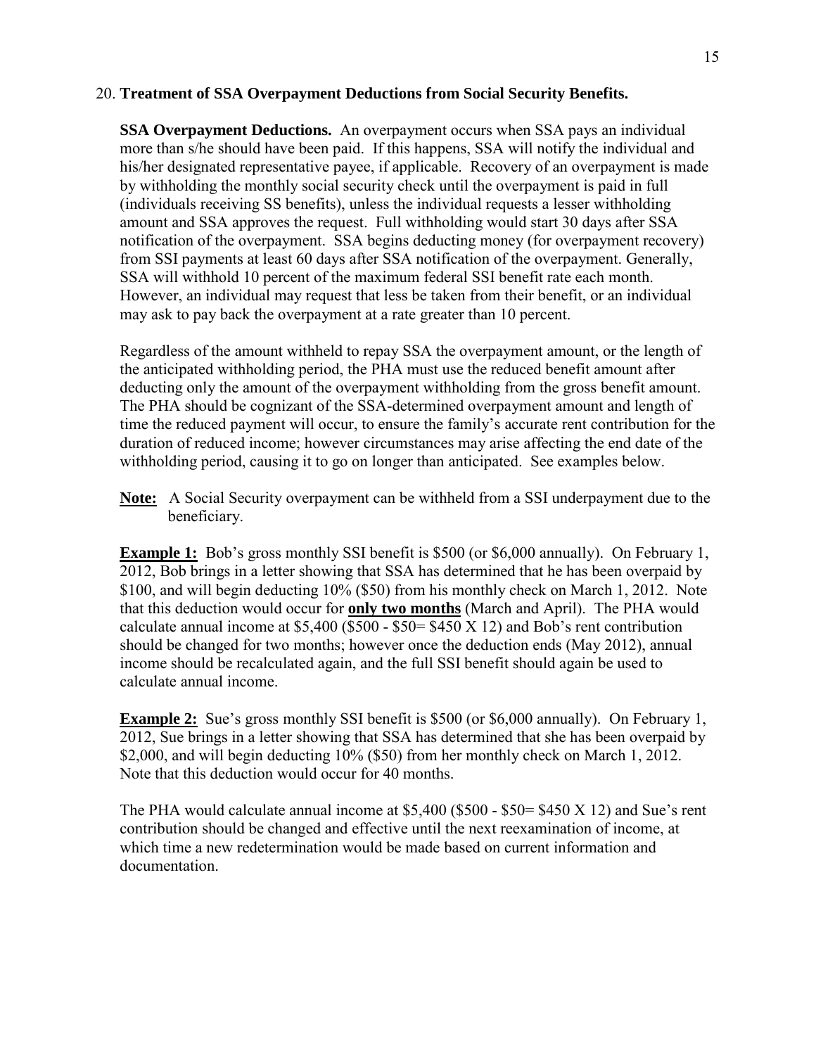## 20. **Treatment of SSA Overpayment Deductions from Social Security Benefits.**

**SSA Overpayment Deductions.** An overpayment occurs when SSA pays an individual more than s/he should have been paid. If this happens, SSA will notify the individual and his/her designated representative payee, if applicable. Recovery of an overpayment is made by withholding the monthly social security check until the overpayment is paid in full (individuals receiving SS benefits), unless the individual requests a lesser withholding amount and SSA approves the request. Full withholding would start 30 days after SSA notification of the overpayment. SSA begins deducting money (for overpayment recovery) from SSI payments at least 60 days after SSA notification of the overpayment. Generally, SSA will withhold 10 percent of the maximum federal SSI benefit rate each month. However, an individual may request that less be taken from their benefit, or an individual may ask to pay back the overpayment at a rate greater than 10 percent.

Regardless of the amount withheld to repay SSA the overpayment amount, or the length of the anticipated withholding period, the PHA must use the reduced benefit amount after deducting only the amount of the overpayment withholding from the gross benefit amount. The PHA should be cognizant of the SSA-determined overpayment amount and length of time the reduced payment will occur, to ensure the family's accurate rent contribution for the duration of reduced income; however circumstances may arise affecting the end date of the withholding period, causing it to go on longer than anticipated. See examples below.

**Note:** A Social Security overpayment can be withheld from a SSI underpayment due to the beneficiary.

**Example 1:** Bob's gross monthly SSI benefit is $500 (or $6,000 annually). On February 1, 2012, Bob brings in a letter showing that SSA has determined that he has been overpaid by $100, and will begin deducting 10% ($50) from his monthly check on March 1, 2012. Note that this deduction would occur for **only two months** (March and April). The PHA would calculate annual income at $5,400 ($500 - $50= $450 X 12) and Bob's rent contribution should be changed for two months; however once the deduction ends (May 2012), annual income should be recalculated again, and the full SSI benefit should again be used to calculate annual income.

**Example 2:** Sue's gross monthly SSI benefit is $500 (or $6,000 annually). On February 1, 2012, Sue brings in a letter showing that SSA has determined that she has been overpaid by $2,000, and will begin deducting 10% ($50) from her monthly check on March 1, 2012. Note that this deduction would occur for 40 months.

The PHA would calculate annual income at $5,400 ($500 - $50= $450 X 12) and Sue's rent contribution should be changed and effective until the next reexamination of income, at which time a new redetermination would be made based on current information and documentation.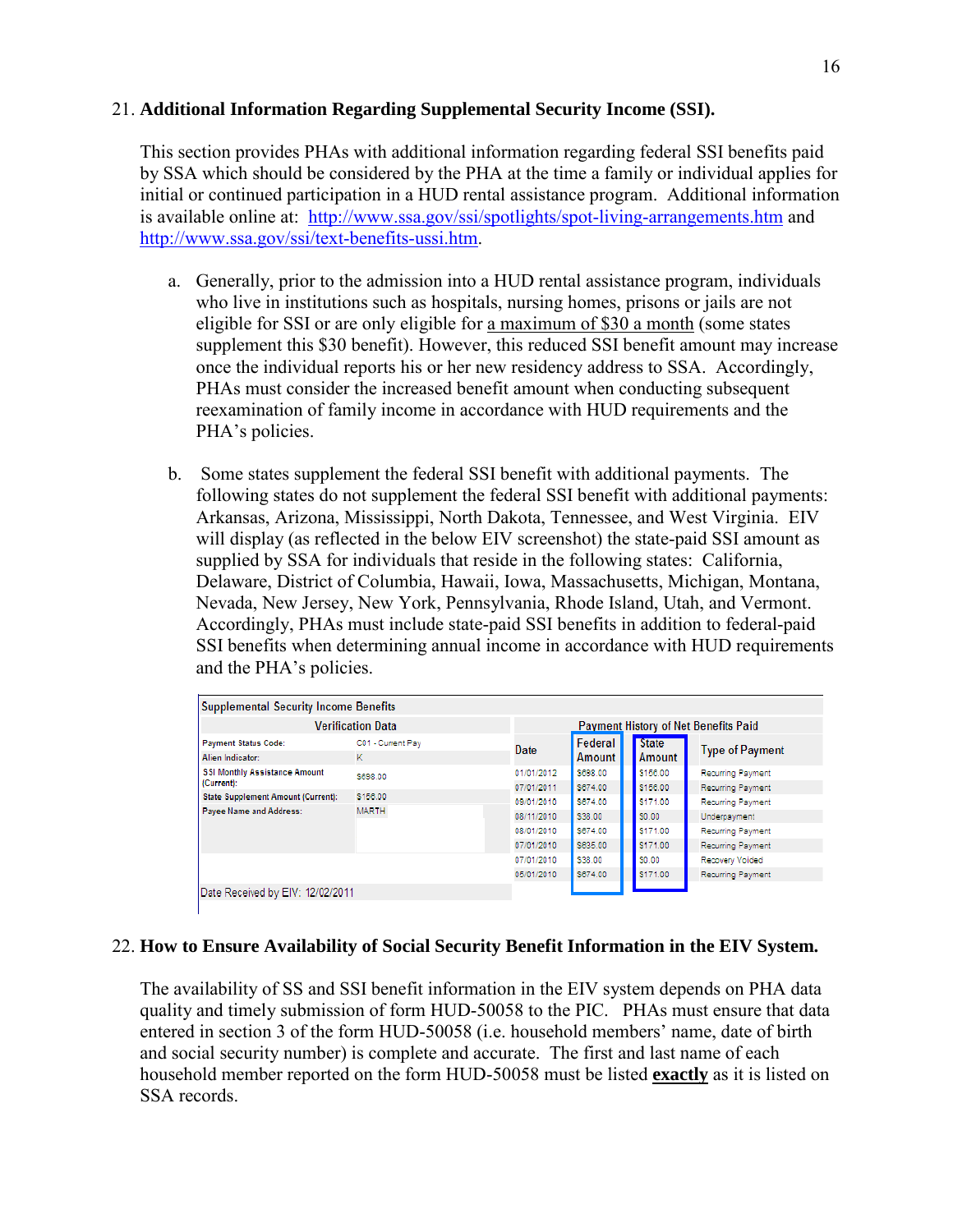## 21. Additional Information Regarding Supplemental Security Income (SSI).

This section provides PHAs with additional information regarding federal SSI benefits paid by SSA which should be considered by the PHA at the time a family or individual applies for initial or continued participation in a HUD rental assistance program. Additional information is available online at: [http://www.ssa.gov/ssi/spotlights/spot-living-arrangements.htm](http://www.ssa.gov/ssi/spotlights/spot-living-arrangements.htm) and [http://www.ssa.gov/ssi/text-benefits-ussi.htm](http://www.ssa.gov/ssi/text-benefits-ussi.htm).

a. Generally, prior to the admission into a HUD rental assistance program, individuals who live in institutions such as hospitals, nursing homes, prisons or jails are not eligible for SSI or are only eligible for a maximum of $30 a month (some states supplement this $30 benefit). However, this reduced SSI benefit amount may increase once the individual reports his or her new residency address to SSA. Accordingly, PHAs must consider the increased benefit amount when conducting subsequent reexamination of family income in accordance with HUD requirements and the PHA's policies.

b. Some states supplement the federal SSI benefit with additional payments. The following states do not supplement the federal SSI benefit with additional payments: Arkansas, Arizona, Mississippi, North Dakota, Tennessee, and West Virginia. EIV will display (as reflected in the below EIV screenshot) the state-paid SSI amount as supplied by SSA for individuals that reside in the following states: California, Delaware, District of Columbia, Hawaii, Iowa, Massachusetts, Michigan, Montana, Nevada, New Jersey, New York, Pennsylvania, Rhode Island, Utah, and Vermont. Accordingly, PHAs must include state-paid SSI benefits in addition to federal-paid SSI benefits when determining annual income in accordance with HUD requirements and the PHA's policies.

**Supplemental Security Income Benefits**

| Verification Data | | Payment History of Net Benefits Paid | | | |
|---|---|---|---|---|---|
| | | Date | Federal Amount | State Amount | Type of Payment |
| Payment Status Code: | C01 - Current Pay | 01/01/2012 | $698.00 | $156.00 | Recurring Payment |
| Alien Indicator: | K | 07/01/2011 | $674.00 | $156.00 | Recurring Payment |
| SSI Monthly Assistance Amount (Current): | $698.00 | 09/01/2010 | $674.00 | $171.00 | Recurring Payment |
| State Supplement Amount (Current): | $156.00 | 08/11/2010 | $38.00 | $0.00 | Underpayment |
| Payee Name and Address: | MARTH | 08/01/2010 | $674.00 | $171.00 | Recurring Payment |
| | | 07/01/2010 | $635.00 | $171.00 | Recurring Payment |
| | | 07/01/2010 | $38.00 | $0.00 | Recovery Voided |
| | | 05/01/2010 | $674.00 | $171.00 | Recurring Payment |

Date Received by EIV: 12/02/2011

## 22. How to Ensure Availability of Social Security Benefit Information in the EIV System.

The availability of SS and SSI benefit information in the EIV system depends on PHA data quality and timely submission of form HUD-50058 to the PIC. PHAs must ensure that data entered in section 3 of the form HUD-50058 (i.e. household members' name, date of birth and social security number) is complete and accurate. The first and last name of each household member reported on the form HUD-50058 must be listed **exactly** as it is listed on SSA records.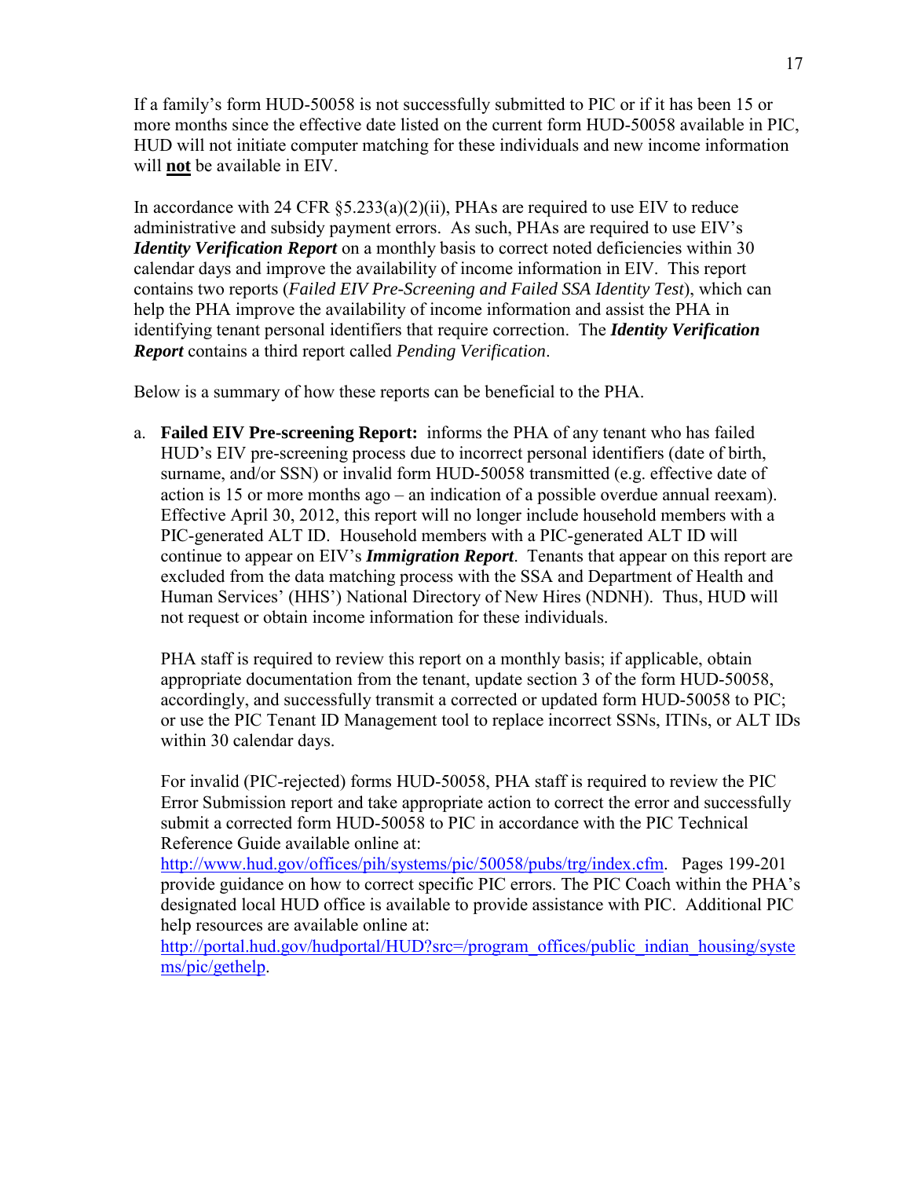If a family's form HUD-50058 is not successfully submitted to PIC or if it has been 15 or more months since the effective date listed on the current form HUD-50058 available in PIC, HUD will not initiate computer matching for these individuals and new income information will **not** be available in EIV.

In accordance with 24 CFR §5.233(a)(2)(ii), PHAs are required to use EIV to reduce administrative and subsidy payment errors. As such, PHAs are required to use EIV's ***Identity Verification Report*** on a monthly basis to correct noted deficiencies within 30 calendar days and improve the availability of income information in EIV. This report contains two reports (*Failed EIV Pre-Screening and Failed SSA Identity Test*), which can help the PHA improve the availability of income information and assist the PHA in identifying tenant personal identifiers that require correction. The ***Identity Verification Report*** contains a third report called *Pending Verification*.

Below is a summary of how these reports can be beneficial to the PHA.

a. **Failed EIV Pre-screening Report:** informs the PHA of any tenant who has failed HUD's EIV pre-screening process due to incorrect personal identifiers (date of birth, surname, and/or SSN) or invalid form HUD-50058 transmitted (e.g. effective date of action is 15 or more months ago – an indication of a possible overdue annual reexam). Effective April 30, 2012, this report will no longer include household members with a PIC-generated ALT ID. Household members with a PIC-generated ALT ID will continue to appear on EIV's ***Immigration Report***. Tenants that appear on this report are excluded from the data matching process with the SSA and Department of Health and Human Services' (HHS') National Directory of New Hires (NDNH). Thus, HUD will not request or obtain income information for these individuals.

   PHA staff is required to review this report on a monthly basis; if applicable, obtain appropriate documentation from the tenant, update section 3 of the form HUD-50058, accordingly, and successfully transmit a corrected or updated form HUD-50058 to PIC; or use the PIC Tenant ID Management tool to replace incorrect SSNs, ITINs, or ALT IDs within 30 calendar days.

   For invalid (PIC-rejected) forms HUD-50058, PHA staff is required to review the PIC Error Submission report and take appropriate action to correct the error and successfully submit a corrected form HUD-50058 to PIC in accordance with the PIC Technical Reference Guide available online at: http://www.hud.gov/offices/pih/systems/pic/50058/pubs/trg/index.cfm. Pages 199-201 provide guidance on how to correct specific PIC errors. The PIC Coach within the PHA's designated local HUD office is available to provide assistance with PIC. Additional PIC help resources are available online at: http://portal.hud.gov/hudportal/HUD?src=/program_offices/public_indian_housing/systems/pic/gethelp.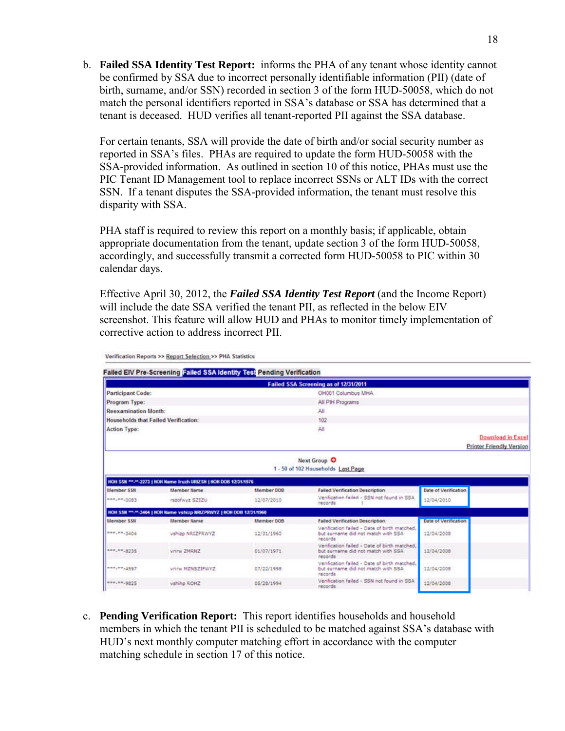b. **Failed SSA Identity Test Report:** informs the PHA of any tenant whose identity cannot be confirmed by SSA due to incorrect personally identifiable information (PII) (date of birth, surname, and/or SSN) recorded in section 3 of the form HUD-50058, which do not match the personal identifiers reported in SSA's database or SSA has determined that a tenant is deceased. HUD verifies all tenant-reported PII against the SSA database.

   For certain tenants, SSA will provide the date of birth and/or social security number as reported in SSA's files. PHAs are required to update the form HUD-50058 with the SSA-provided information. As outlined in section 10 of this notice, PHAs must use the PIC Tenant ID Management tool to replace incorrect SSNs or ALT IDs with the correct SSN. If a tenant disputes the SSA-provided information, the tenant must resolve this disparity with SSA.

   PHA staff is required to review this report on a monthly basis; if applicable, obtain appropriate documentation from the tenant, update section 3 of the form HUD-50058, accordingly, and successfully transmit a corrected form HUD-50058 to PIC within 30 calendar days.

   Effective April 30, 2012, the ***Failed SSA Identity Test Report*** (and the Income Report) will include the date SSA verified the tenant PII, as reflected in the below EIV screenshot. This feature will allow HUD and PHAs to monitor timely implementation of corrective action to address incorrect PII.

Verification Reports >> Report Selection >> PHA Statistics

Failed EIV Pre-Screening | Failed SSA Identity Test | Pending Verification

**Failed SSA Screening as of 12/31/2011**

| | |
|---|---|
| Participant Code: | OH001 Columbus MHA |
| Program Type: | All PIH Programs |
| Reexamination Month: | All |
| Households that Failed Verification: | 102 |
| Action Type: | All |

Download in Excel
Printer Friendly Version

Next Group
1 - 50 of 102 Households Last Page

HOH SSN \*\*\*-\*\*-2273 | HOH Name Iruzh URIZSH | HOH DOB 12/31/1976

| Member SSN | Member Name | Member DOB | Failed Verification Description | Date of Verification |
|---|---|---|---|---|
| \*\*\*-\*\*-0083 | rszofwyz SZIZU | 12/07/2010 | Verification failed - SSN not found in SSA records | 12/04/2010 |

HOH SSN \*\*\*-\*\*-3404 | HOH Name vshizp NRIZPRWYZ | HOH DOB 12/31/1960

| Member SSN | Member Name | Member DOB | Failed Verification Description | Date of Verification |
|---|---|---|---|---|
| \*\*\*-\*\*-3404 | vshizp NRIZPRWYZ | 12/31/1960 | Verification failed - Date of birth matched, but surname did not match with SSA records | 12/04/2008 |
| \*\*\*-\*\*-8235 | vrirw ZMRNZ | 01/07/1971 | Verification failed - Date of birth matched, but surname did not match with SSA records | 12/04/2008 |
| \*\*\*-\*\*-4597 | vrirw MZNSZIFWYZ | 07/22/1998 | Verification failed - Date of birth matched, but surname did not match with SSA records | 12/04/2008 |
| \*\*\*-\*\*-9825 | vshihp ROHZ | 05/28/1994 | Verification failed - SSN not found in SSA records | 12/04/2008 |

c. **Pending Verification Report:** This report identifies households and household members in which the tenant PII is scheduled to be matched against SSA's database with HUD's next monthly computer matching effort in accordance with the computer matching schedule in section 17 of this notice.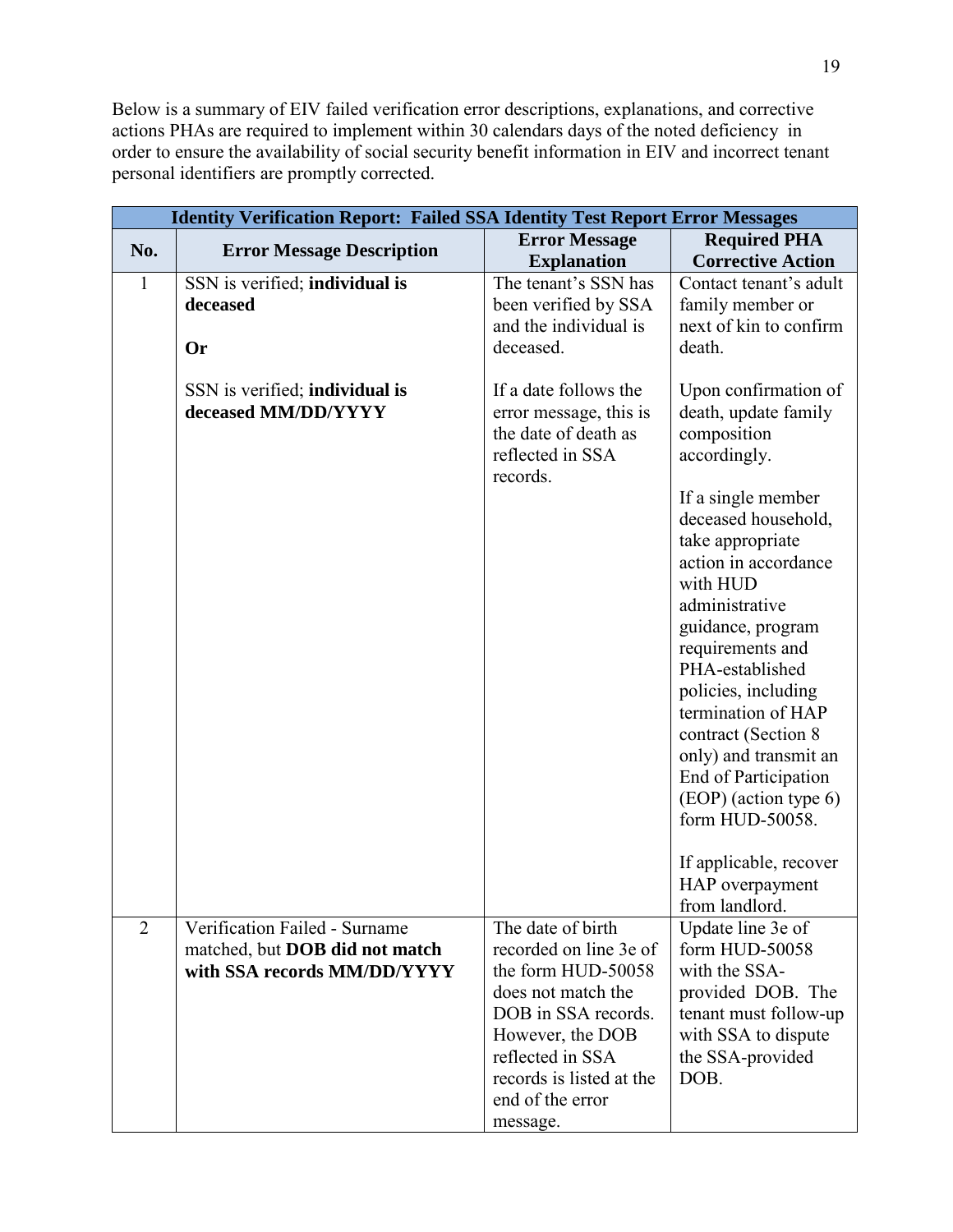Below is a summary of EIV failed verification error descriptions, explanations, and corrective actions PHAs are required to implement within 30 calendars days of the noted deficiency in order to ensure the availability of social security benefit information in EIV and incorrect tenant personal identifiers are promptly corrected.

| Identity Verification Report: Failed SSA Identity Test Report Error Messages | | | |
|---|---|---|---|
| **No.** | **Error Message Description** | **Error Message Explanation** | **Required PHA Corrective Action** |
| 1 | SSN is verified; **individual is deceased**<br><br>**Or**<br><br>SSN is verified; **individual is deceased MM/DD/YYYY** | The tenant's SSN has been verified by SSA and the individual is deceased.<br><br>If a date follows the error message, this is the date of death as reflected in SSA records. | Contact tenant's adult family member or next of kin to confirm death.<br><br>Upon confirmation of death, update family composition accordingly.<br><br>If a single member deceased household, take appropriate action in accordance with HUD administrative guidance, program requirements and PHA-established policies, including termination of HAP contract (Section 8 only) and transmit an End of Participation (EOP) (action type 6) form HUD-50058.<br><br>If applicable, recover HAP overpayment from landlord. |
| 2 | Verification Failed - Surname matched, but **DOB did not match with SSA records MM/DD/YYYY** | The date of birth recorded on line 3e of the form HUD-50058 does not match the DOB in SSA records. However, the DOB reflected in SSA records is listed at the end of the error message. | Update line 3e of form HUD-50058 with the SSA-provided DOB. The tenant must follow-up with SSA to dispute the SSA-provided DOB. |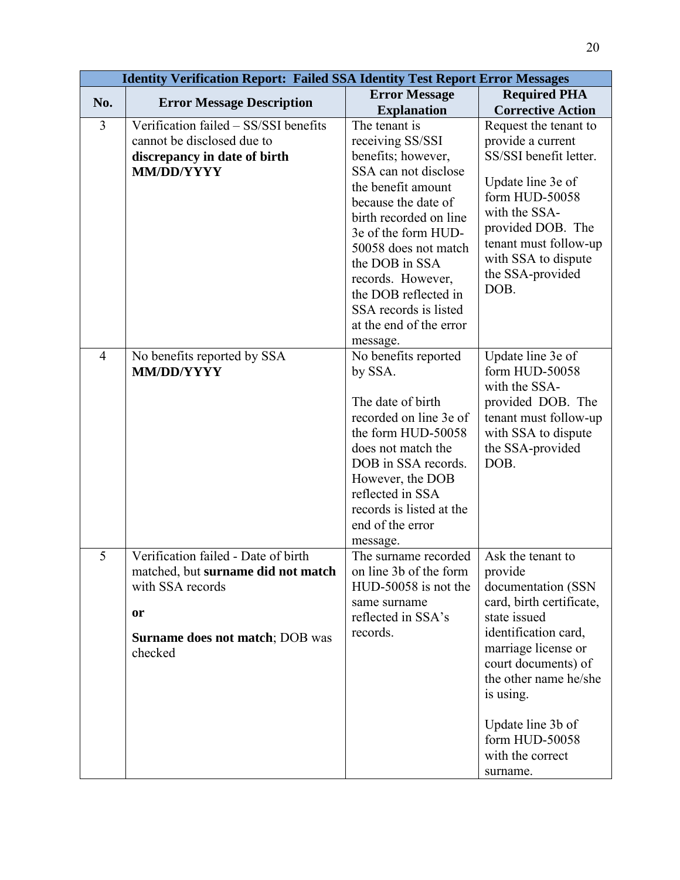| Identity Verification Report: Failed SSA Identity Test Report Error Messages | | | |
|---|---|---|---|
| **No.** | **Error Message Description** | **Error Message Explanation** | **Required PHA Corrective Action** |
| 3 | Verification failed – SS/SSI benefits cannot be disclosed due to **discrepancy in date of birth MM/DD/YYYY** | The tenant is receiving SS/SSI benefits; however, SSA can not disclose the benefit amount because the date of birth recorded on line 3e of the form HUD-50058 does not match the DOB in SSA records. However, the DOB reflected in SSA records is listed at the end of the error message. | Request the tenant to provide a current SS/SSI benefit letter.<br><br>Update line 3e of form HUD-50058 with the SSA-provided DOB. The tenant must follow-up with SSA to dispute the SSA-provided DOB. |
| 4 | No benefits reported by SSA **MM/DD/YYYY** | No benefits reported by SSA.<br><br>The date of birth recorded on line 3e of the form HUD-50058 does not match the DOB in SSA records. However, the DOB reflected in SSA records is listed at the end of the error message. | Update line 3e of form HUD-50058 with the SSA-provided DOB. The tenant must follow-up with SSA to dispute the SSA-provided DOB. |
| 5 | Verification failed - Date of birth matched, but **surname did not match** with SSA records<br><br>**or**<br><br>**Surname does not match**; DOB was checked | The surname recorded on line 3b of the form HUD-50058 is not the same surname reflected in SSA's records. | Ask the tenant to provide documentation (SSN card, birth certificate, state issued identification card, marriage license or court documents) of the other name he/she is using.<br><br>Update line 3b of form HUD-50058 with the correct surname. |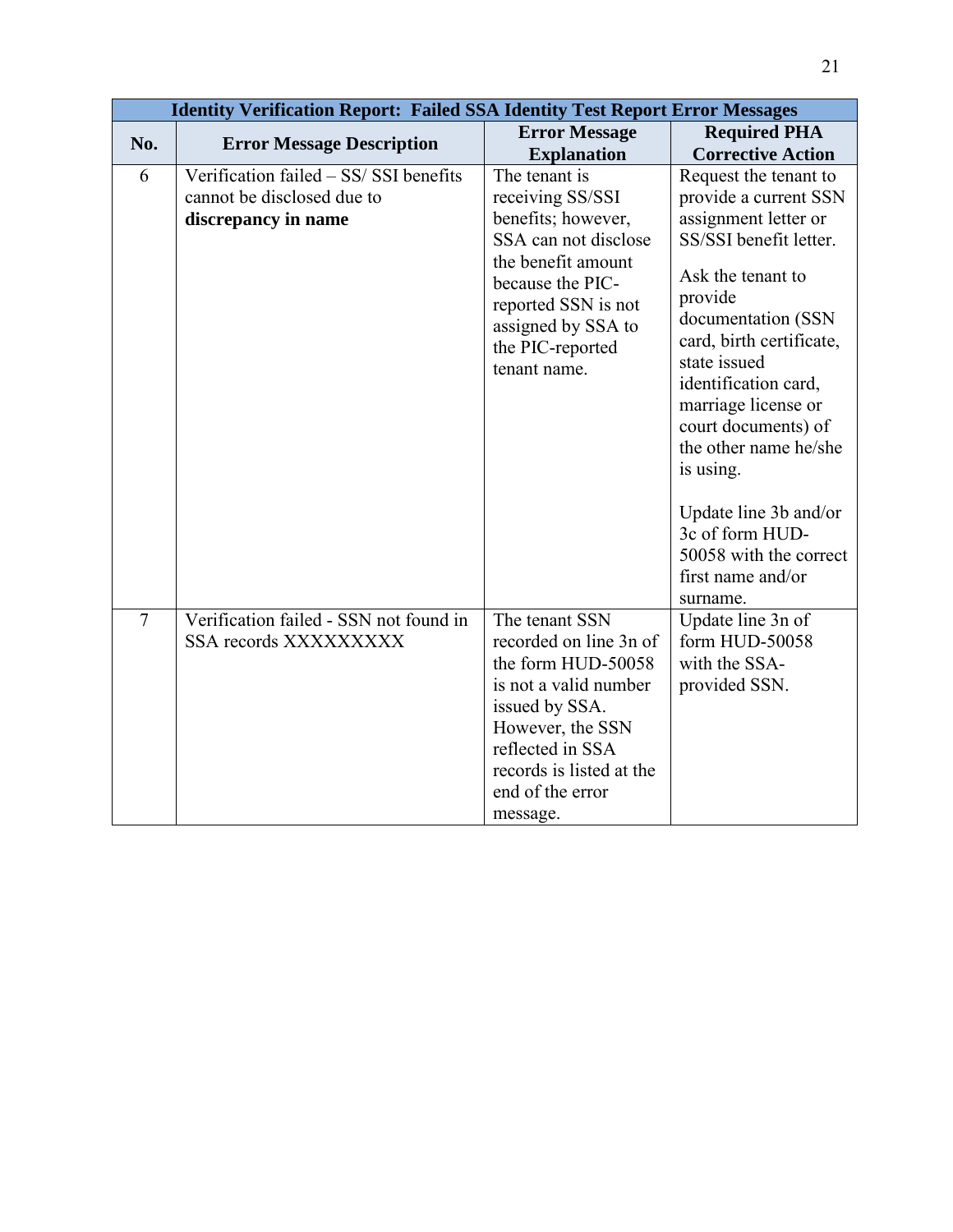| Identity Verification Report: Failed SSA Identity Test Report Error Messages | | | |
|---|---|---|---|
| **No.** | **Error Message Description** | **Error Message Explanation** | **Required PHA Corrective Action** |
| 6 | Verification failed – SS/ SSI benefits cannot be disclosed due to **discrepancy in name** | The tenant is receiving SS/SSI benefits; however, SSA can not disclose the benefit amount because the PIC-reported SSN is not assigned by SSA to the PIC-reported tenant name. | Request the tenant to provide a current SSN assignment letter or SS/SSI benefit letter.<br><br>Ask the tenant to provide documentation (SSN card, birth certificate, state issued identification card, marriage license or court documents) of the other name he/she is using.<br><br>Update line 3b and/or 3c of form HUD-50058 with the correct first name and/or surname. |
| 7 | Verification failed - SSN not found in SSA records XXXXXXXXX | The tenant SSN recorded on line 3n of the form HUD-50058 is not a valid number issued by SSA. However, the SSN reflected in SSA records is listed at the end of the error message. | Update line 3n of form HUD-50058 with the SSA-provided SSN. |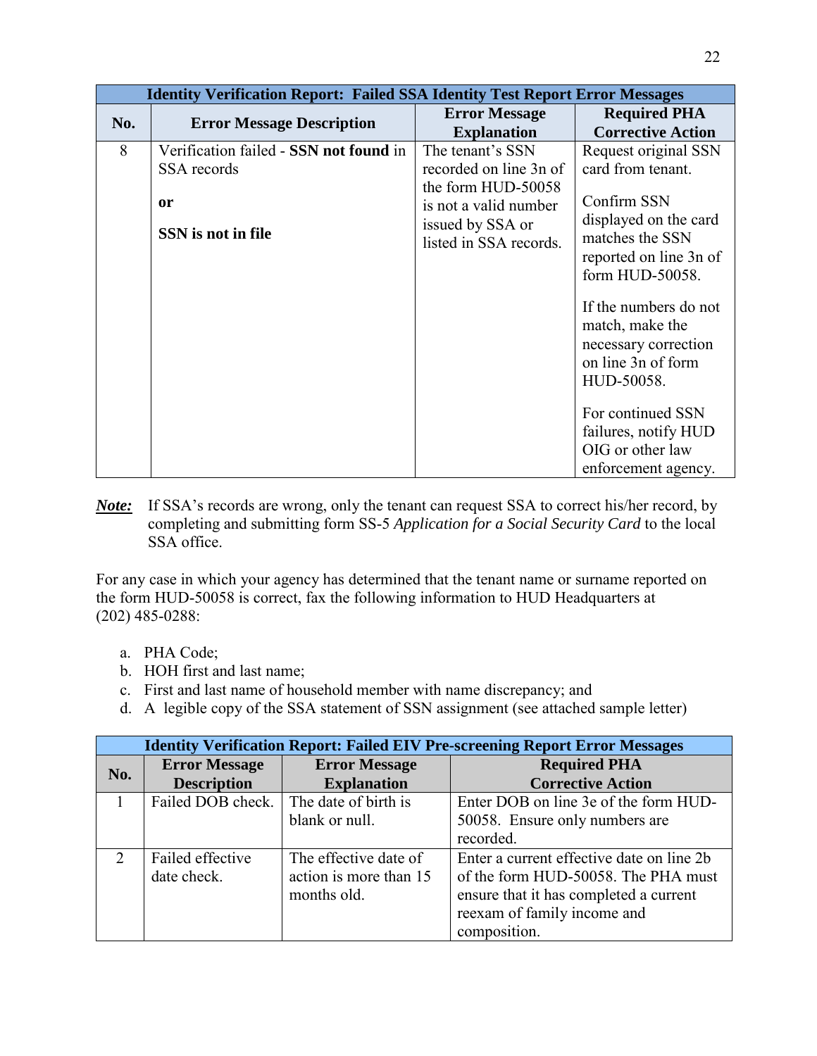| Identity Verification Report: Failed SSA Identity Test Report Error Messages | | | |
|---|---|---|---|
| **No.** | **Error Message Description** | **Error Message Explanation** | **Required PHA Corrective Action** |
| 8 | Verification failed - **SSN not found** in SSA records<br><br>**or**<br><br>**SSN is not in file** | The tenant's SSN recorded on line 3n of the form HUD-50058 is not a valid number issued by SSA or listed in SSA records. | Request original SSN card from tenant.<br><br>Confirm SSN displayed on the card matches the SSN reported on line 3n of form HUD-50058.<br><br>If the numbers do not match, make the necessary correction on line 3n of form HUD-50058.<br><br>For continued SSN failures, notify HUD OIG or other law enforcement agency. |

***Note:*** If SSA's records are wrong, only the tenant can request SSA to correct his/her record, by completing and submitting form SS-5 *Application for a Social Security Card* to the local SSA office.

For any case in which your agency has determined that the tenant name or surname reported on the form HUD-50058 is correct, fax the following information to HUD Headquarters at (202) 485-0288:

a. PHA Code;
b. HOH first and last name;
c. First and last name of household member with name discrepancy; and
d. A legible copy of the SSA statement of SSN assignment (see attached sample letter)

| Identity Verification Report: Failed EIV Pre-screening Report Error Messages | | | |
|---|---|---|---|
| **No.** | **Error Message Description** | **Error Message Explanation** | **Required PHA Corrective Action** |
| 1 | Failed DOB check. | The date of birth is blank or null. | Enter DOB on line 3e of the form HUD-50058. Ensure only numbers are recorded. |
| 2 | Failed effective date check. | The effective date of action is more than 15 months old. | Enter a current effective date on line 2b of the form HUD-50058. The PHA must ensure that it has completed a current reexam of family income and composition. |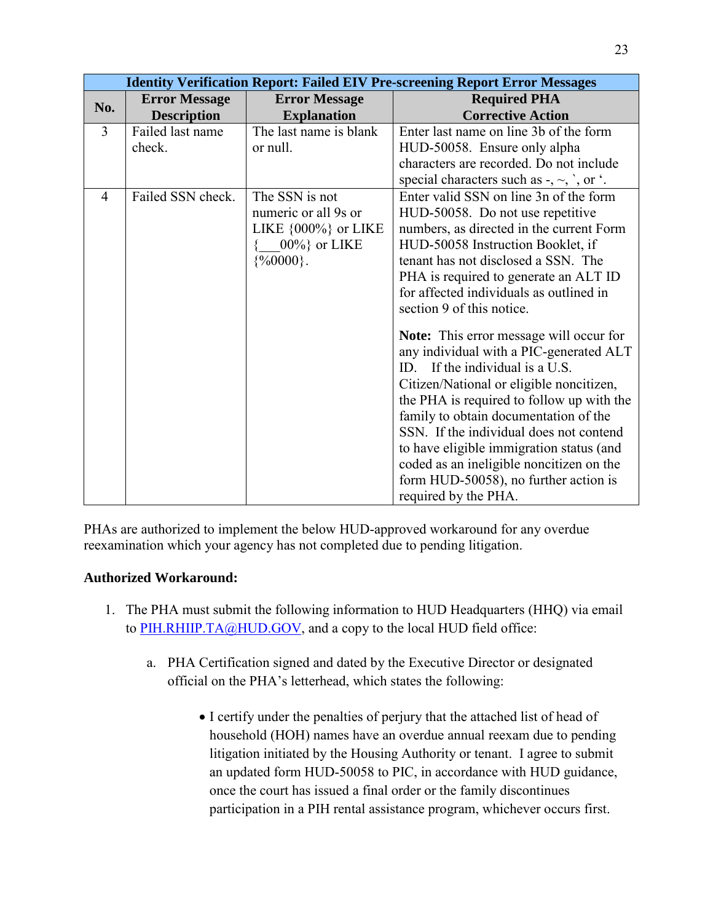| Identity Verification Report: Failed EIV Pre-screening Report Error Messages | | | |
|---|---|---|---|
| **No.** | **Error Message Description** | **Error Message Explanation** | **Required PHA Corrective Action** |
| 3 | Failed last name check. | The last name is blank or null. | Enter last name on line 3b of the form HUD-50058. Ensure only alpha characters are recorded. Do not include special characters such as -, ~, `, or ‘. |
| 4 | Failed SSN check. | The SSN is not numeric or all 9s or LIKE {000%} or LIKE {___00%} or LIKE {%0000}. | Enter valid SSN on line 3n of the form HUD-50058. Do not use repetitive numbers, as directed in the current Form HUD-50058 Instruction Booklet, if tenant has not disclosed a SSN. The PHA is required to generate an ALT ID for affected individuals as outlined in section 9 of this notice.<br><br>**Note:** This error message will occur for any individual with a PIC-generated ALT ID. If the individual is a U.S. Citizen/National or eligible noncitizen, the PHA is required to follow up with the family to obtain documentation of the SSN. If the individual does not contend to have eligible immigration status (and coded as an ineligible noncitizen on the form HUD-50058), no further action is required by the PHA. |

PHAs are authorized to implement the below HUD-approved workaround for any overdue reexamination which your agency has not completed due to pending litigation.

**Authorized Workaround:**

1. The PHA must submit the following information to HUD Headquarters (HHQ) via email to PIH.RHIIP.TA@HUD.GOV, and a copy to the local HUD field office:

   a. PHA Certification signed and dated by the Executive Director or designated official on the PHA's letterhead, which states the following:

      - I certify under the penalties of perjury that the attached list of head of household (HOH) names have an overdue annual reexam due to pending litigation initiated by the Housing Authority or tenant. I agree to submit an updated form HUD-50058 to PIC, in accordance with HUD guidance, once the court has issued a final order or the family discontinues participation in a PIH rental assistance program, whichever occurs first.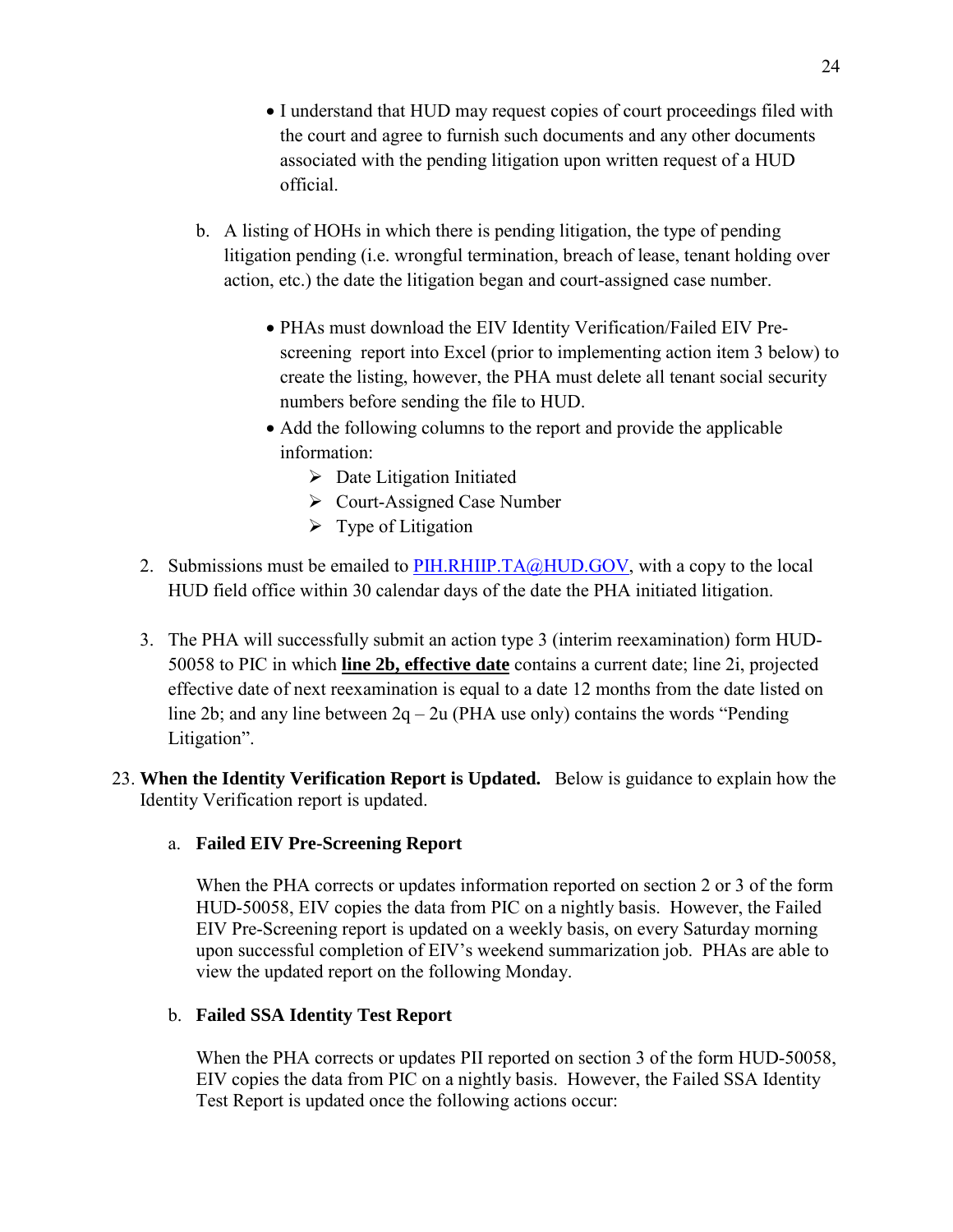- I understand that HUD may request copies of court proceedings filed with the court and agree to furnish such documents and any other documents associated with the pending litigation upon written request of a HUD official.

b. A listing of HOHs in which there is pending litigation, the type of pending litigation pending (i.e. wrongful termination, breach of lease, tenant holding over action, etc.) the date the litigation began and court-assigned case number.

   - PHAs must download the EIV Identity Verification/Failed EIV Pre-screening report into Excel (prior to implementing action item 3 below) to create the listing, however, the PHA must delete all tenant social security numbers before sending the file to HUD.
   - Add the following columns to the report and provide the applicable information:
     - Date Litigation Initiated
     - Court-Assigned Case Number
     - Type of Litigation

2. Submissions must be emailed to PIH.RHIIP.TA@HUD.GOV, with a copy to the local HUD field office within 30 calendar days of the date the PHA initiated litigation.

3. The PHA will successfully submit an action type 3 (interim reexamination) form HUD-50058 to PIC in which **line 2b, effective date** contains a current date; line 2i, projected effective date of next reexamination is equal to a date 12 months from the date listed on line 2b; and any line between 2q – 2u (PHA use only) contains the words "Pending Litigation".

23. **When the Identity Verification Report is Updated.** Below is guidance to explain how the Identity Verification report is updated.

    a. **Failed EIV Pre-Screening Report**

    When the PHA corrects or updates information reported on section 2 or 3 of the form HUD-50058, EIV copies the data from PIC on a nightly basis. However, the Failed EIV Pre-Screening report is updated on a weekly basis, on every Saturday morning upon successful completion of EIV's weekend summarization job. PHAs are able to view the updated report on the following Monday.

    b. **Failed SSA Identity Test Report**

    When the PHA corrects or updates PII reported on section 3 of the form HUD-50058, EIV copies the data from PIC on a nightly basis. However, the Failed SSA Identity Test Report is updated once the following actions occur: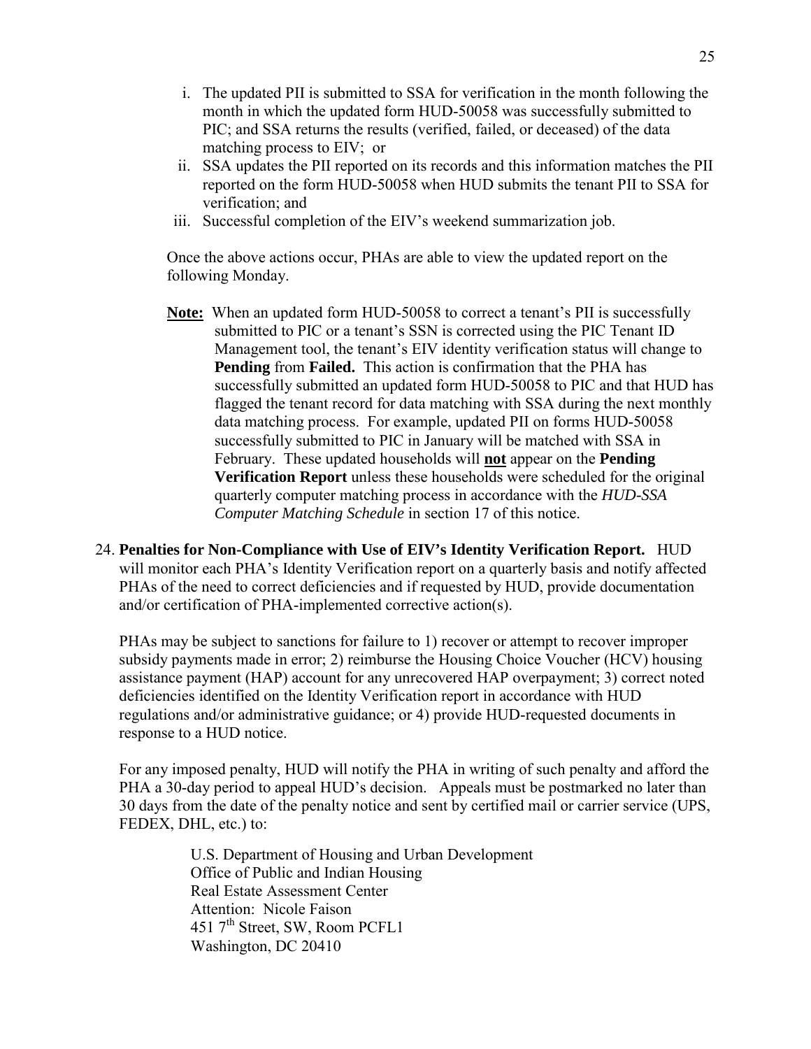i. The updated PII is submitted to SSA for verification in the month following the month in which the updated form HUD-50058 was successfully submitted to PIC; and SSA returns the results (verified, failed, or deceased) of the data matching process to EIV; or
ii. SSA updates the PII reported on its records and this information matches the PII reported on the form HUD-50058 when HUD submits the tenant PII to SSA for verification; and
iii. Successful completion of the EIV's weekend summarization job.

Once the above actions occur, PHAs are able to view the updated report on the following Monday.

**Note:** When an updated form HUD-50058 to correct a tenant's PII is successfully submitted to PIC or a tenant's SSN is corrected using the PIC Tenant ID Management tool, the tenant's EIV identity verification status will change to **Pending** from **Failed.** This action is confirmation that the PHA has successfully submitted an updated form HUD-50058 to PIC and that HUD has flagged the tenant record for data matching with SSA during the next monthly data matching process. For example, updated PII on forms HUD-50058 successfully submitted to PIC in January will be matched with SSA in February. These updated households will **not** appear on the **Pending Verification Report** unless these households were scheduled for the original quarterly computer matching process in accordance with the *HUD-SSA Computer Matching Schedule* in section 17 of this notice.

24. **Penalties for Non-Compliance with Use of EIV's Identity Verification Report.** HUD will monitor each PHA's Identity Verification report on a quarterly basis and notify affected PHAs of the need to correct deficiencies and if requested by HUD, provide documentation and/or certification of PHA-implemented corrective action(s).

PHAs may be subject to sanctions for failure to 1) recover or attempt to recover improper subsidy payments made in error; 2) reimburse the Housing Choice Voucher (HCV) housing assistance payment (HAP) account for any unrecovered HAP overpayment; 3) correct noted deficiencies identified on the Identity Verification report in accordance with HUD regulations and/or administrative guidance; or 4) provide HUD-requested documents in response to a HUD notice.

For any imposed penalty, HUD will notify the PHA in writing of such penalty and afford the PHA a 30-day period to appeal HUD's decision. Appeals must be postmarked no later than 30 days from the date of the penalty notice and sent by certified mail or carrier service (UPS, FEDEX, DHL, etc.) to:

U.S. Department of Housing and Urban Development
Office of Public and Indian Housing
Real Estate Assessment Center
Attention: Nicole Faison
451 7th Street, SW, Room PCFL1
Washington, DC 20410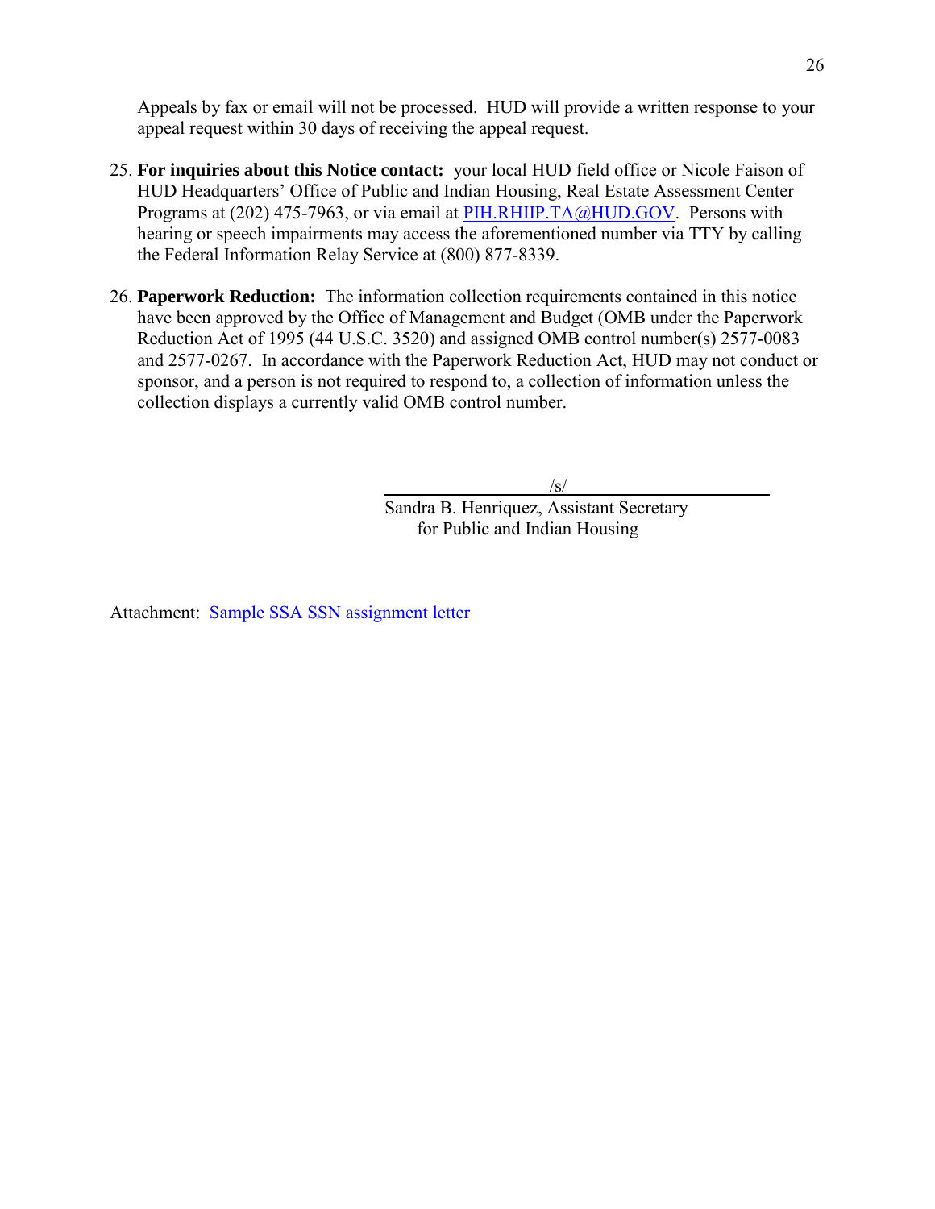Appeals by fax or email will not be processed. HUD will provide a written response to your appeal request within 30 days of receiving the appeal request.

25. **For inquiries about this Notice contact:** your local HUD field office or Nicole Faison of HUD Headquarters' Office of Public and Indian Housing, Real Estate Assessment Center Programs at (202) 475-7963, or via email at PIH.RHIIP.TA@HUD.GOV. Persons with hearing or speech impairments may access the aforementioned number via TTY by calling the Federal Information Relay Service at (800) 877-8339.

26. **Paperwork Reduction:** The information collection requirements contained in this notice have been approved by the Office of Management and Budget (OMB under the Paperwork Reduction Act of 1995 (44 U.S.C. 3520) and assigned OMB control number(s) 2577-0083 and 2577-0267. In accordance with the Paperwork Reduction Act, HUD may not conduct or sponsor, and a person is not required to respond to, a collection of information unless the collection displays a currently valid OMB control number.

/s/

Sandra B. Henriquez, Assistant Secretary
for Public and Indian Housing

Attachment: Sample SSA SSN assignment letter